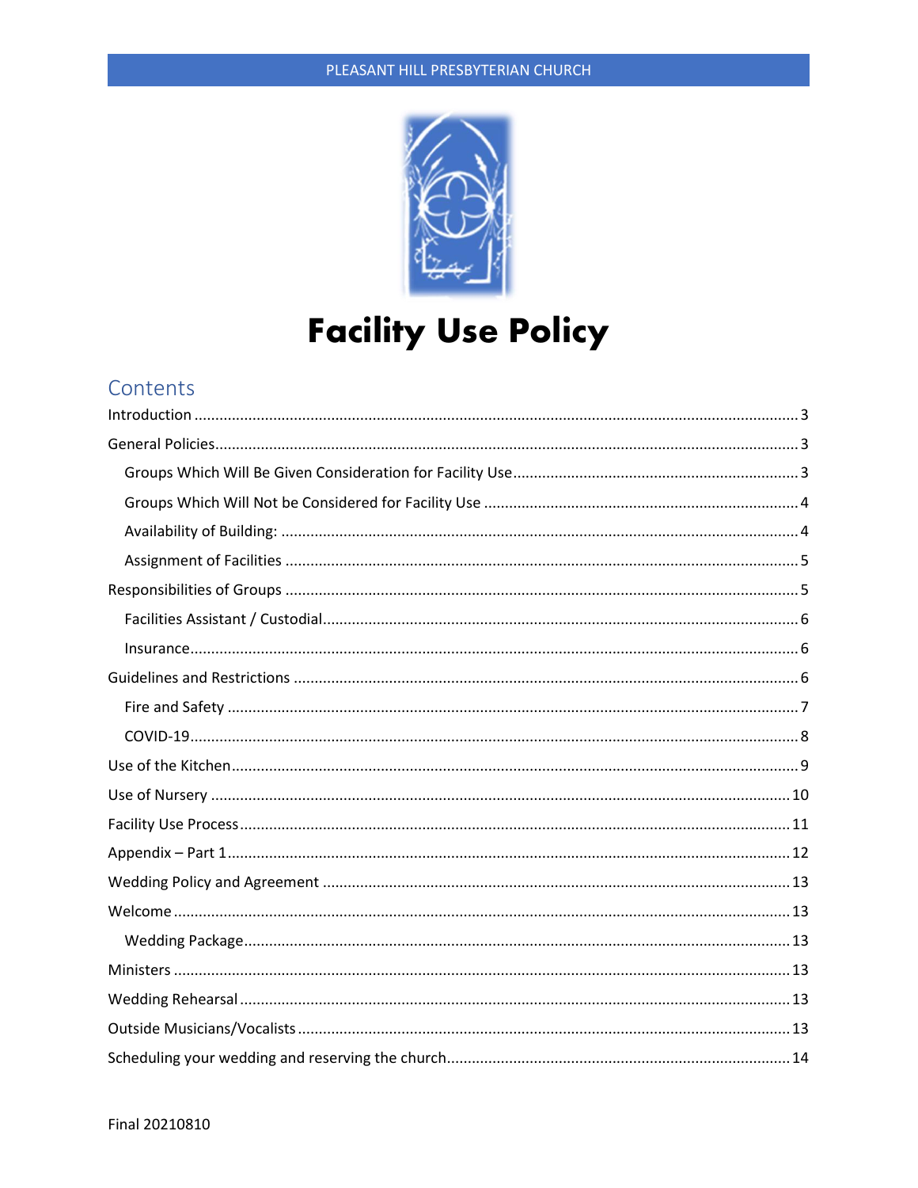# Facility Use Policy

## Contents

Introduction ..... 3

General Policies ..... 3

- Groups Which Will Be Given Consideration for Facility Use ..... 3
- Groups Which Will Not be Considered for Facility Use ..... 4
- Availability of Building: ..... 4
- Assignment of Facilities ..... 5

Responsibilities of Groups ..... 5

- Facilities Assistant / Custodial ..... 6
- Insurance ..... 6

Guidelines and Restrictions ..... 6

- Fire and Safety ..... 7
- COVID-19 ..... 8

Use of the Kitchen ..... 9

Use of Nursery ..... 10

Facility Use Process ..... 11

Appendix – Part 1 ..... 12

Wedding Policy and Agreement ..... 13

Welcome ..... 13

- Wedding Package ..... 13

Ministers ..... 13

Wedding Rehearsal ..... 13

Outside Musicians/Vocalists ..... 13

Scheduling your wedding and reserving the church ..... 14

Final 20210810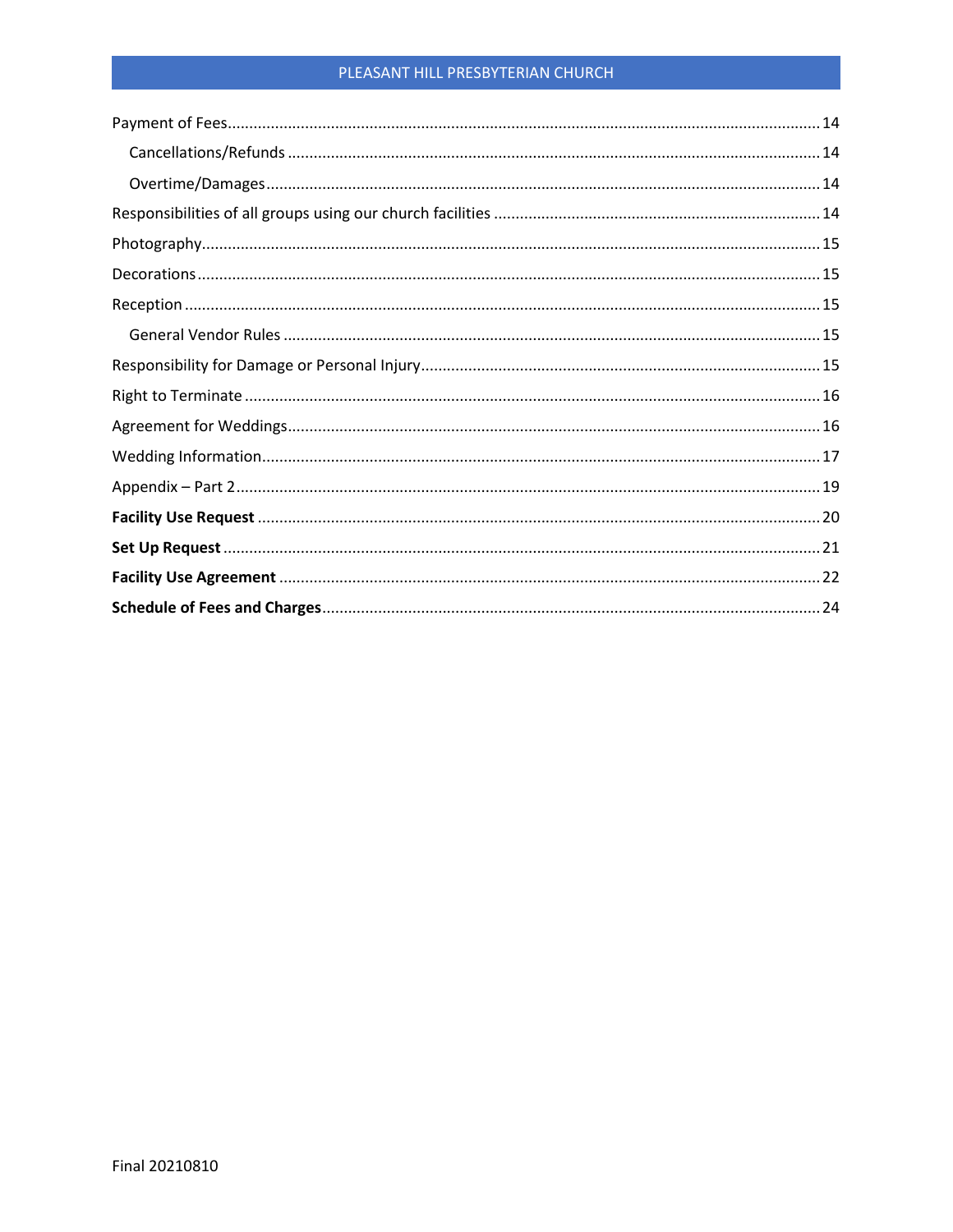Payment of Fees ........................................................................................................ 14

  Cancellations/Refunds ............................................................................................. 14

  Overtime/Damages .................................................................................................. 14

Responsibilities of all groups using our church facilities ............................................ 14

Photography ............................................................................................................... 15

Decorations ................................................................................................................ 15

Reception ................................................................................................................... 15

  General Vendor Rules ............................................................................................. 15

Responsibility for Damage or Personal Injury ............................................................ 15

Right to Terminate ..................................................................................................... 16

Agreement for Weddings ........................................................................................... 16

Wedding Information ................................................................................................. 17

Appendix – Part 2 ....................................................................................................... 19

**Facility Use Request** ................................................................................................ 20

**Set Up Request** ........................................................................................................ 21

**Facility Use Agreement** ........................................................................................... 22

**Schedule of Fees and Charges** ................................................................................. 24

Final 20210810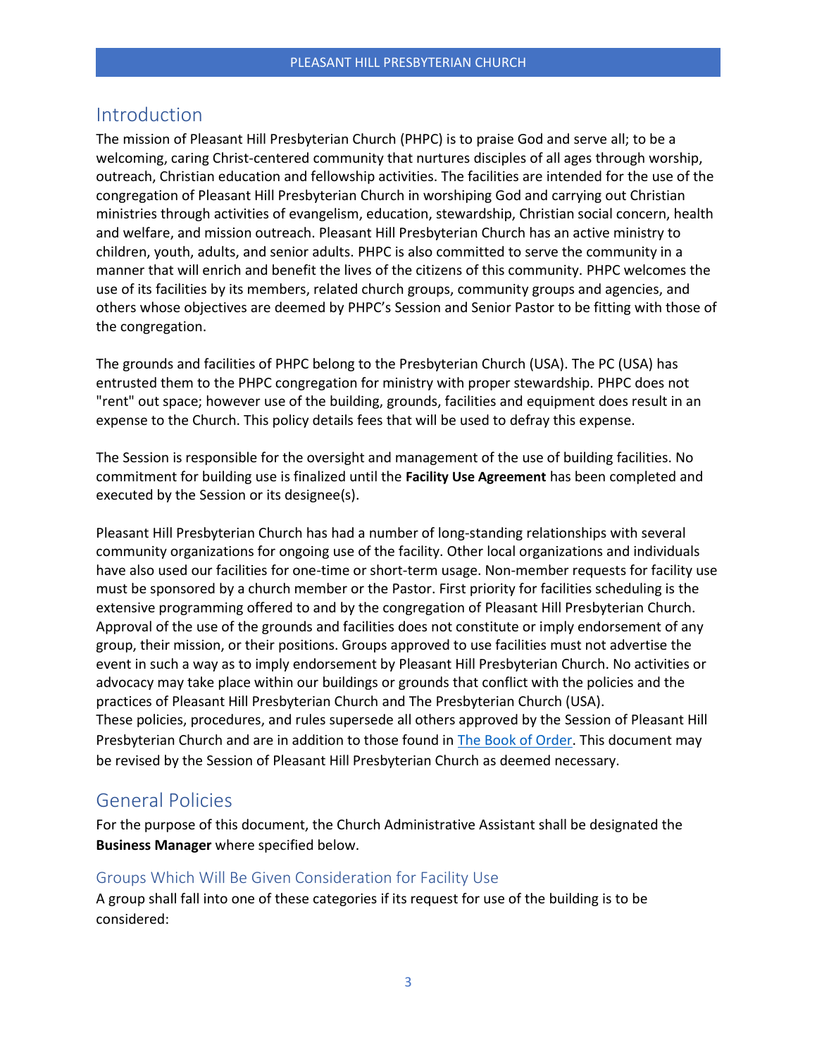## Introduction

The mission of Pleasant Hill Presbyterian Church (PHPC) is to praise God and serve all; to be a welcoming, caring Christ-centered community that nurtures disciples of all ages through worship, outreach, Christian education and fellowship activities. The facilities are intended for the use of the congregation of Pleasant Hill Presbyterian Church in worshiping God and carrying out Christian ministries through activities of evangelism, education, stewardship, Christian social concern, health and welfare, and mission outreach. Pleasant Hill Presbyterian Church has an active ministry to children, youth, adults, and senior adults. PHPC is also committed to serve the community in a manner that will enrich and benefit the lives of the citizens of this community. PHPC welcomes the use of its facilities by its members, related church groups, community groups and agencies, and others whose objectives are deemed by PHPC's Session and Senior Pastor to be fitting with those of the congregation.

The grounds and facilities of PHPC belong to the Presbyterian Church (USA). The PC (USA) has entrusted them to the PHPC congregation for ministry with proper stewardship. PHPC does not "rent" out space; however use of the building, grounds, facilities and equipment does result in an expense to the Church. This policy details fees that will be used to defray this expense.

The Session is responsible for the oversight and management of the use of building facilities. No commitment for building use is finalized until the **Facility Use Agreement** has been completed and executed by the Session or its designee(s).

Pleasant Hill Presbyterian Church has had a number of long-standing relationships with several community organizations for ongoing use of the facility. Other local organizations and individuals have also used our facilities for one-time or short-term usage. Non-member requests for facility use must be sponsored by a church member or the Pastor. First priority for facilities scheduling is the extensive programming offered to and by the congregation of Pleasant Hill Presbyterian Church. Approval of the use of the grounds and facilities does not constitute or imply endorsement of any group, their mission, or their positions. Groups approved to use facilities must not advertise the event in such a way as to imply endorsement by Pleasant Hill Presbyterian Church. No activities or advocacy may take place within our buildings or grounds that conflict with the policies and the practices of Pleasant Hill Presbyterian Church and The Presbyterian Church (USA).
These policies, procedures, and rules supersede all others approved by the Session of Pleasant Hill Presbyterian Church and are in addition to those found in The Book of Order. This document may be revised by the Session of Pleasant Hill Presbyterian Church as deemed necessary.

## General Policies

For the purpose of this document, the Church Administrative Assistant shall be designated the **Business Manager** where specified below.

### Groups Which Will Be Given Consideration for Facility Use

A group shall fall into one of these categories if its request for use of the building is to be considered: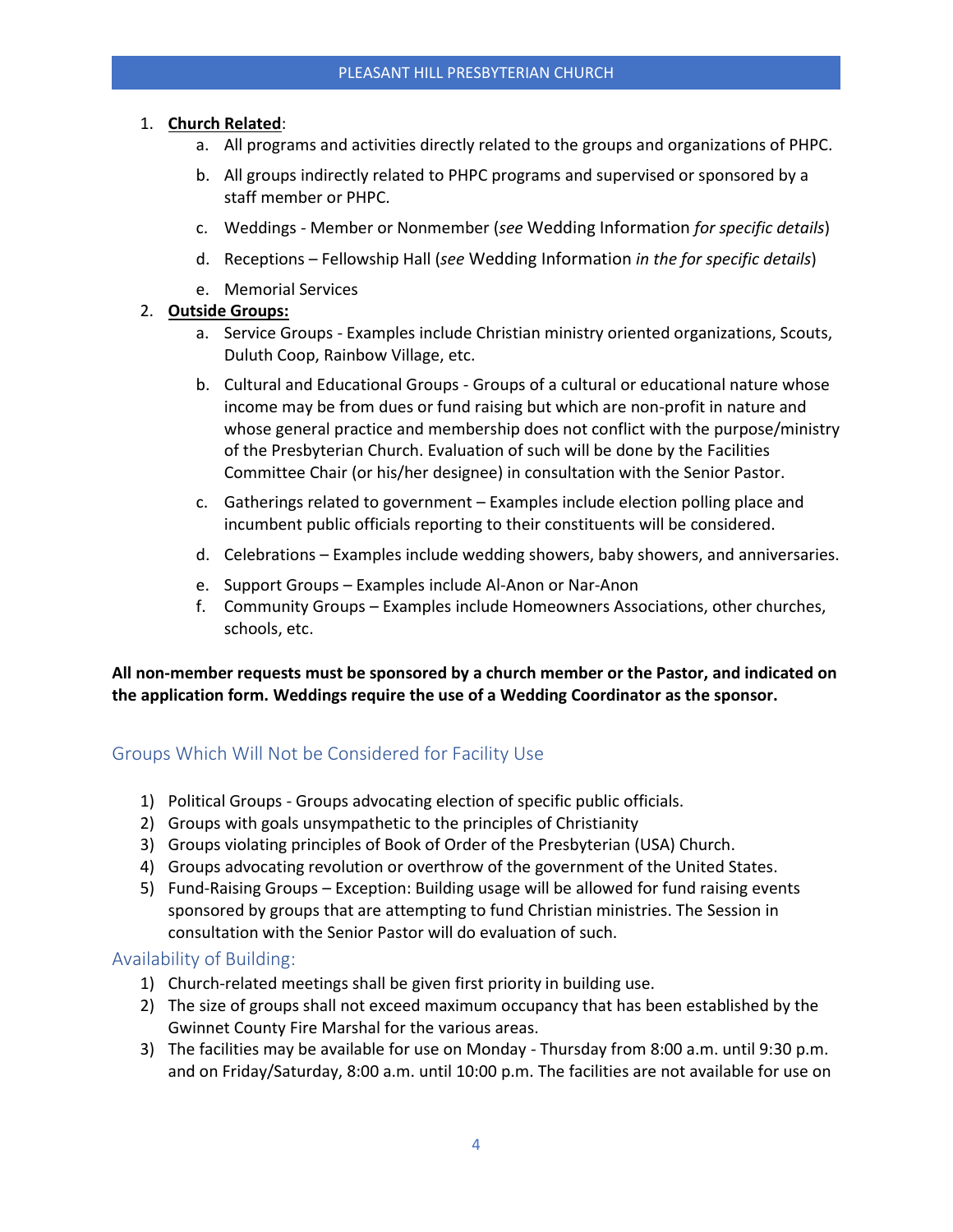1. **<u>Church Related</u>**:
   a. All programs and activities directly related to the groups and organizations of PHPC.

   b. All groups indirectly related to PHPC programs and supervised or sponsored by a staff member or PHPC.

   c. Weddings - Member or Nonmember (*see* Wedding Information *for specific details*)

   d. Receptions – Fellowship Hall (*see* Wedding Information *in the for specific details*)

   e. Memorial Services

2. **<u>Outside Groups:</u>**
   a. Service Groups - Examples include Christian ministry oriented organizations, Scouts, Duluth Coop, Rainbow Village, etc.

   b. Cultural and Educational Groups - Groups of a cultural or educational nature whose income may be from dues or fund raising but which are non-profit in nature and whose general practice and membership does not conflict with the purpose/ministry of the Presbyterian Church. Evaluation of such will be done by the Facilities Committee Chair (or his/her designee) in consultation with the Senior Pastor.

   c. Gatherings related to government – Examples include election polling place and incumbent public officials reporting to their constituents will be considered.

   d. Celebrations – Examples include wedding showers, baby showers, and anniversaries.

   e. Support Groups – Examples include Al-Anon or Nar-Anon

   f. Community Groups – Examples include Homeowners Associations, other churches, schools, etc.

**All non-member requests must be sponsored by a church member or the Pastor, and indicated on the application form. Weddings require the use of a Wedding Coordinator as the sponsor.**

## Groups Which Will Not be Considered for Facility Use

1) Political Groups - Groups advocating election of specific public officials.
2) Groups with goals unsympathetic to the principles of Christianity
3) Groups violating principles of Book of Order of the Presbyterian (USA) Church.
4) Groups advocating revolution or overthrow of the government of the United States.
5) Fund-Raising Groups – Exception: Building usage will be allowed for fund raising events sponsored by groups that are attempting to fund Christian ministries. The Session in consultation with the Senior Pastor will do evaluation of such.

## Availability of Building:

1) Church-related meetings shall be given first priority in building use.
2) The size of groups shall not exceed maximum occupancy that has been established by the Gwinnet County Fire Marshal for the various areas.
3) The facilities may be available for use on Monday - Thursday from 8:00 a.m. until 9:30 p.m. and on Friday/Saturday, 8:00 a.m. until 10:00 p.m. The facilities are not available for use on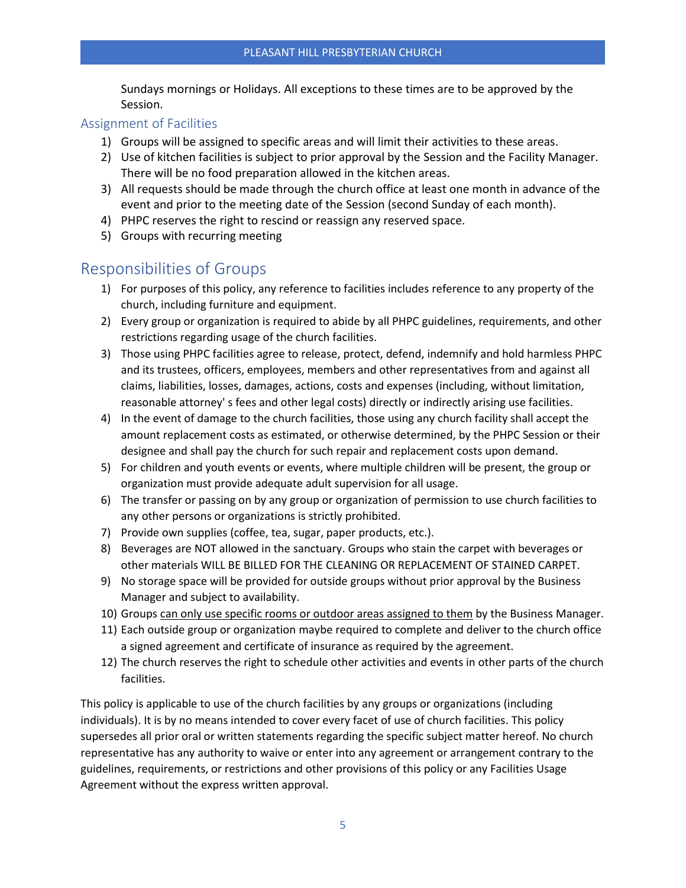Sundays mornings or Holidays. All exceptions to these times are to be approved by the Session.

### Assignment of Facilities

1) Groups will be assigned to specific areas and will limit their activities to these areas.
2) Use of kitchen facilities is subject to prior approval by the Session and the Facility Manager. There will be no food preparation allowed in the kitchen areas.
3) All requests should be made through the church office at least one month in advance of the event and prior to the meeting date of the Session (second Sunday of each month).
4) PHPC reserves the right to rescind or reassign any reserved space.
5) Groups with recurring meeting

## Responsibilities of Groups

1) For purposes of this policy, any reference to facilities includes reference to any property of the church, including furniture and equipment.
2) Every group or organization is required to abide by all PHPC guidelines, requirements, and other restrictions regarding usage of the church facilities.
3) Those using PHPC facilities agree to release, protect, defend, indemnify and hold harmless PHPC and its trustees, officers, employees, members and other representatives from and against all claims, liabilities, losses, damages, actions, costs and expenses (including, without limitation, reasonable attorney' s fees and other legal costs) directly or indirectly arising use facilities.
4) In the event of damage to the church facilities, those using any church facility shall accept the amount replacement costs as estimated, or otherwise determined, by the PHPC Session or their designee and shall pay the church for such repair and replacement costs upon demand.
5) For children and youth events or events, where multiple children will be present, the group or organization must provide adequate adult supervision for all usage.
6) The transfer or passing on by any group or organization of permission to use church facilities to any other persons or organizations is strictly prohibited.
7) Provide own supplies (coffee, tea, sugar, paper products, etc.).
8) Beverages are NOT allowed in the sanctuary. Groups who stain the carpet with beverages or other materials WILL BE BILLED FOR THE CLEANING OR REPLACEMENT OF STAINED CARPET.
9) No storage space will be provided for outside groups without prior approval by the Business Manager and subject to availability.
10) Groups <u>can only use specific rooms or outdoor areas assigned to them</u> by the Business Manager.
11) Each outside group or organization maybe required to complete and deliver to the church office a signed agreement and certificate of insurance as required by the agreement.
12) The church reserves the right to schedule other activities and events in other parts of the church facilities.

This policy is applicable to use of the church facilities by any groups or organizations (including individuals). It is by no means intended to cover every facet of use of church facilities. This policy supersedes all prior oral or written statements regarding the specific subject matter hereof. No church representative has any authority to waive or enter into any agreement or arrangement contrary to the guidelines, requirements, or restrictions and other provisions of this policy or any Facilities Usage Agreement without the express written approval.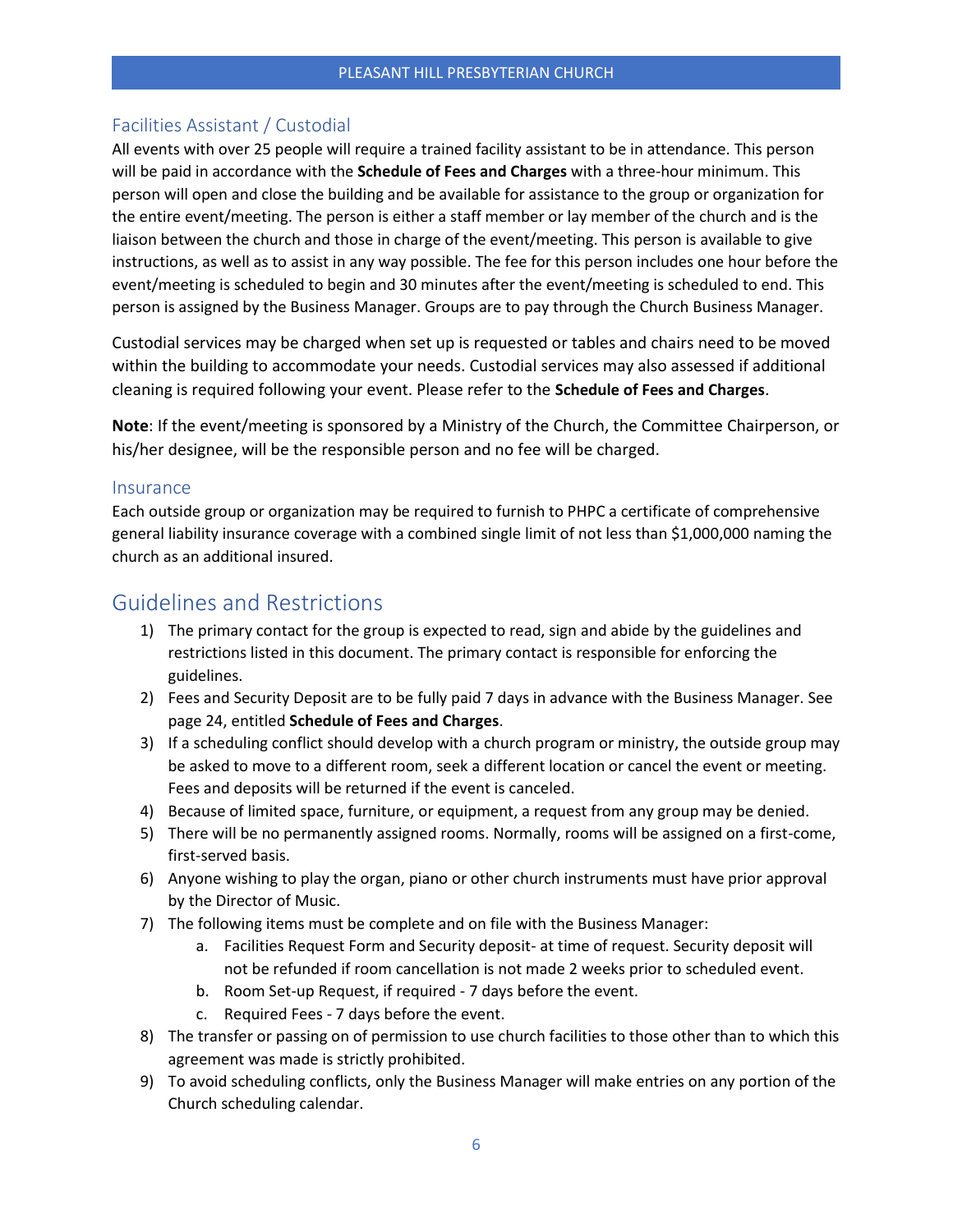### Facilities Assistant / Custodial

All events with over 25 people will require a trained facility assistant to be in attendance. This person will be paid in accordance with the **Schedule of Fees and Charges** with a three-hour minimum. This person will open and close the building and be available for assistance to the group or organization for the entire event/meeting. The person is either a staff member or lay member of the church and is the liaison between the church and those in charge of the event/meeting. This person is available to give instructions, as well as to assist in any way possible. The fee for this person includes one hour before the event/meeting is scheduled to begin and 30 minutes after the event/meeting is scheduled to end. This person is assigned by the Business Manager. Groups are to pay through the Church Business Manager.

Custodial services may be charged when set up is requested or tables and chairs need to be moved within the building to accommodate your needs. Custodial services may also assessed if additional cleaning is required following your event. Please refer to the **Schedule of Fees and Charges**.

**Note**: If the event/meeting is sponsored by a Ministry of the Church, the Committee Chairperson, or his/her designee, will be the responsible person and no fee will be charged.

### Insurance

Each outside group or organization may be required to furnish to PHPC a certificate of comprehensive general liability insurance coverage with a combined single limit of not less than $1,000,000 naming the church as an additional insured.

## Guidelines and Restrictions

1) The primary contact for the group is expected to read, sign and abide by the guidelines and restrictions listed in this document. The primary contact is responsible for enforcing the guidelines.
2) Fees and Security Deposit are to be fully paid 7 days in advance with the Business Manager. See page 24, entitled **Schedule of Fees and Charges**.
3) If a scheduling conflict should develop with a church program or ministry, the outside group may be asked to move to a different room, seek a different location or cancel the event or meeting. Fees and deposits will be returned if the event is canceled.
4) Because of limited space, furniture, or equipment, a request from any group may be denied.
5) There will be no permanently assigned rooms. Normally, rooms will be assigned on a first-come, first-served basis.
6) Anyone wishing to play the organ, piano or other church instruments must have prior approval by the Director of Music.
7) The following items must be complete and on file with the Business Manager:
    a. Facilities Request Form and Security deposit- at time of request. Security deposit will not be refunded if room cancellation is not made 2 weeks prior to scheduled event.
    b. Room Set-up Request, if required - 7 days before the event.
    c. Required Fees - 7 days before the event.
8) The transfer or passing on of permission to use church facilities to those other than to which this agreement was made is strictly prohibited.
9) To avoid scheduling conflicts, only the Business Manager will make entries on any portion of the Church scheduling calendar.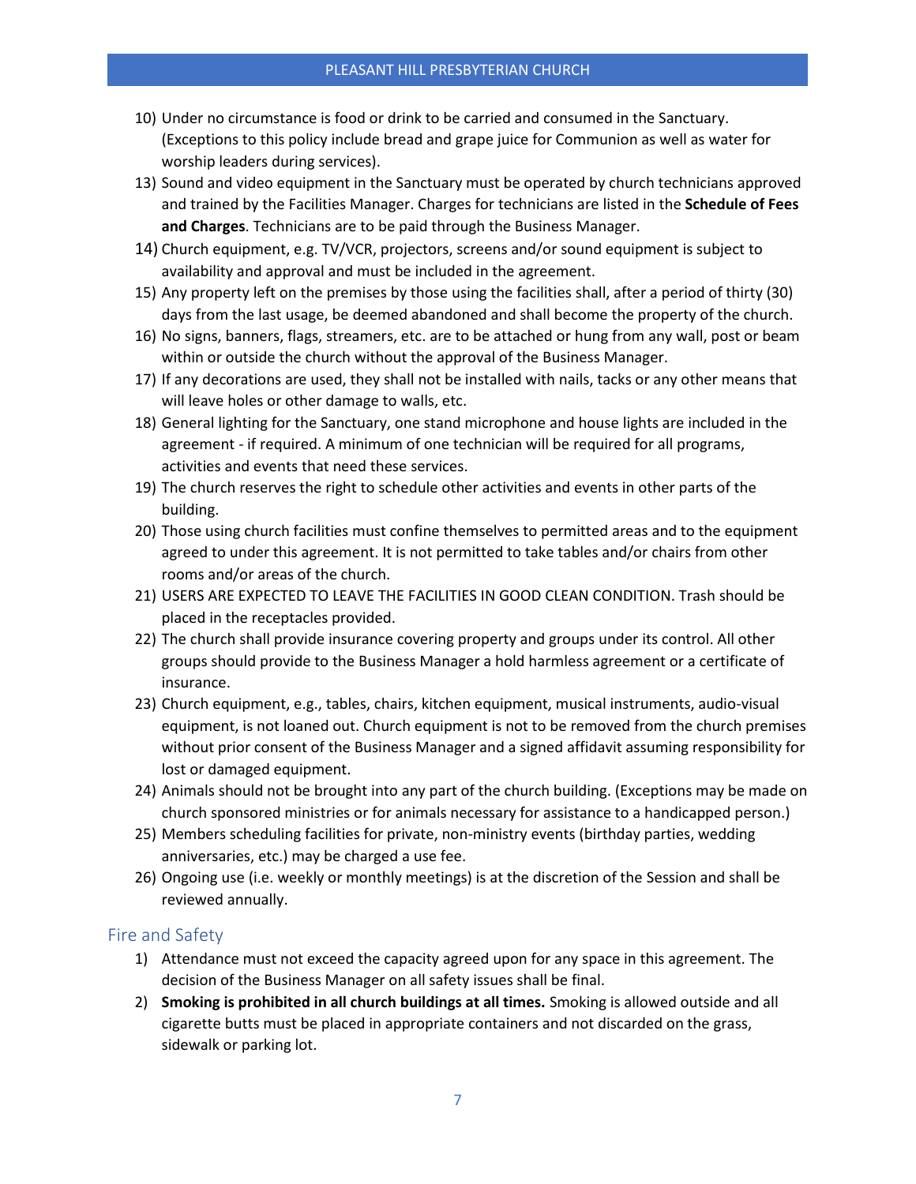10) Under no circumstance is food or drink to be carried and consumed in the Sanctuary. (Exceptions to this policy include bread and grape juice for Communion as well as water for worship leaders during services).
13) Sound and video equipment in the Sanctuary must be operated by church technicians approved and trained by the Facilities Manager. Charges for technicians are listed in the **Schedule of Fees and Charges**. Technicians are to be paid through the Business Manager.
14) Church equipment, e.g. TV/VCR, projectors, screens and/or sound equipment is subject to availability and approval and must be included in the agreement.
15) Any property left on the premises by those using the facilities shall, after a period of thirty (30) days from the last usage, be deemed abandoned and shall become the property of the church.
16) No signs, banners, flags, streamers, etc. are to be attached or hung from any wall, post or beam within or outside the church without the approval of the Business Manager.
17) If any decorations are used, they shall not be installed with nails, tacks or any other means that will leave holes or other damage to walls, etc.
18) General lighting for the Sanctuary, one stand microphone and house lights are included in the agreement - if required. A minimum of one technician will be required for all programs, activities and events that need these services.
19) The church reserves the right to schedule other activities and events in other parts of the building.
20) Those using church facilities must confine themselves to permitted areas and to the equipment agreed to under this agreement. It is not permitted to take tables and/or chairs from other rooms and/or areas of the church.
21) USERS ARE EXPECTED TO LEAVE THE FACILITIES IN GOOD CLEAN CONDITION. Trash should be placed in the receptacles provided.
22) The church shall provide insurance covering property and groups under its control. All other groups should provide to the Business Manager a hold harmless agreement or a certificate of insurance.
23) Church equipment, e.g., tables, chairs, kitchen equipment, musical instruments, audio-visual equipment, is not loaned out. Church equipment is not to be removed from the church premises without prior consent of the Business Manager and a signed affidavit assuming responsibility for lost or damaged equipment.
24) Animals should not be brought into any part of the church building. (Exceptions may be made on church sponsored ministries or for animals necessary for assistance to a handicapped person.)
25) Members scheduling facilities for private, non-ministry events (birthday parties, wedding anniversaries, etc.) may be charged a use fee.
26) Ongoing use (i.e. weekly or monthly meetings) is at the discretion of the Session and shall be reviewed annually.

## Fire and Safety

1) Attendance must not exceed the capacity agreed upon for any space in this agreement. The decision of the Business Manager on all safety issues shall be final.
2) **Smoking is prohibited in all church buildings at all times.** Smoking is allowed outside and all cigarette butts must be placed in appropriate containers and not discarded on the grass, sidewalk or parking lot.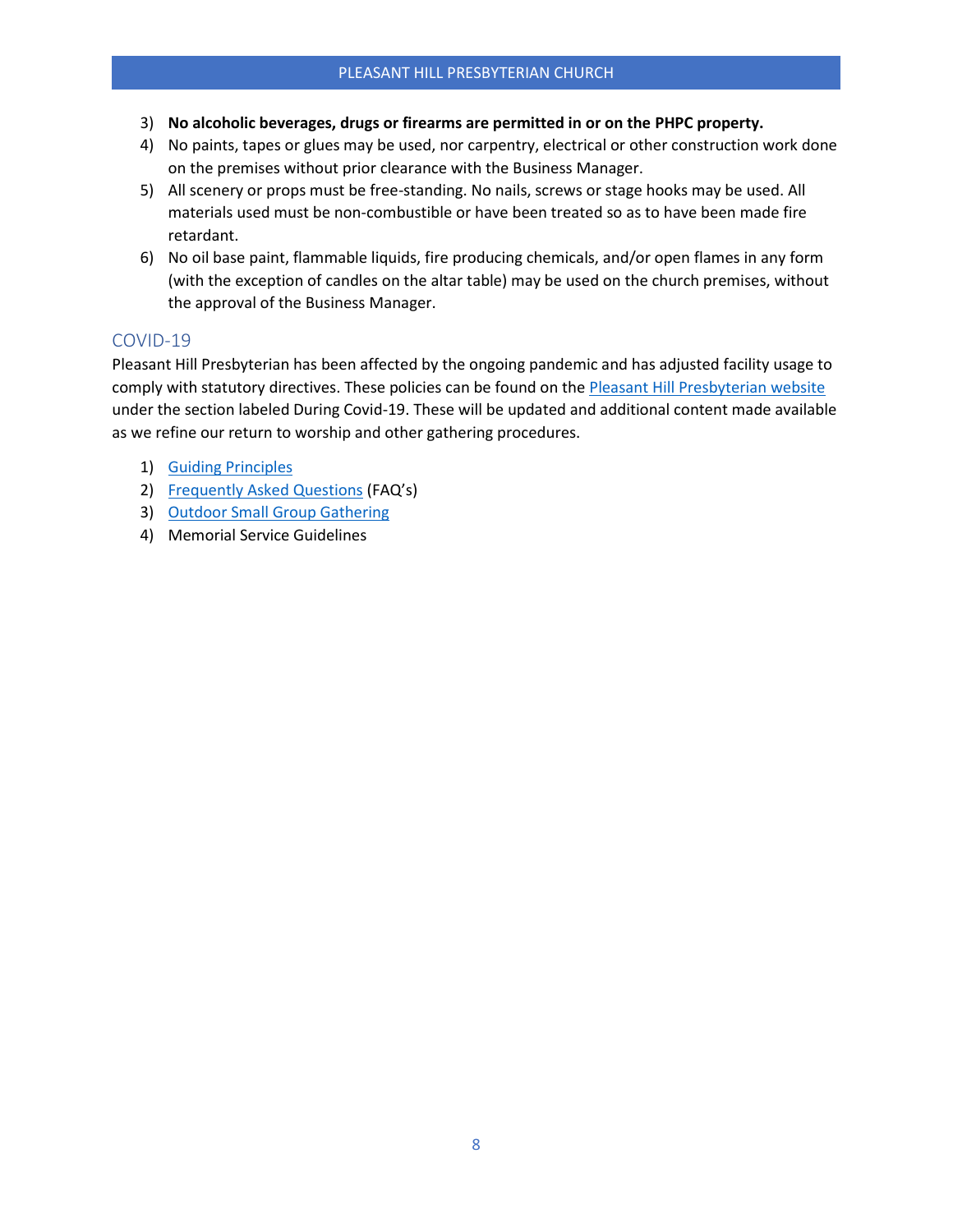3) **No alcoholic beverages, drugs or firearms are permitted in or on the PHPC property.**
4) No paints, tapes or glues may be used, nor carpentry, electrical or other construction work done on the premises without prior clearance with the Business Manager.
5) All scenery or props must be free-standing. No nails, screws or stage hooks may be used. All materials used must be non-combustible or have been treated so as to have been made fire retardant.
6) No oil base paint, flammable liquids, fire producing chemicals, and/or open flames in any form (with the exception of candles on the altar table) may be used on the church premises, without the approval of the Business Manager.

## COVID-19

Pleasant Hill Presbyterian has been affected by the ongoing pandemic and has adjusted facility usage to comply with statutory directives. These policies can be found on the Pleasant Hill Presbyterian website under the section labeled During Covid-19. These will be updated and additional content made available as we refine our return to worship and other gathering procedures.

1) Guiding Principles
2) Frequently Asked Questions (FAQ's)
3) Outdoor Small Group Gathering
4) Memorial Service Guidelines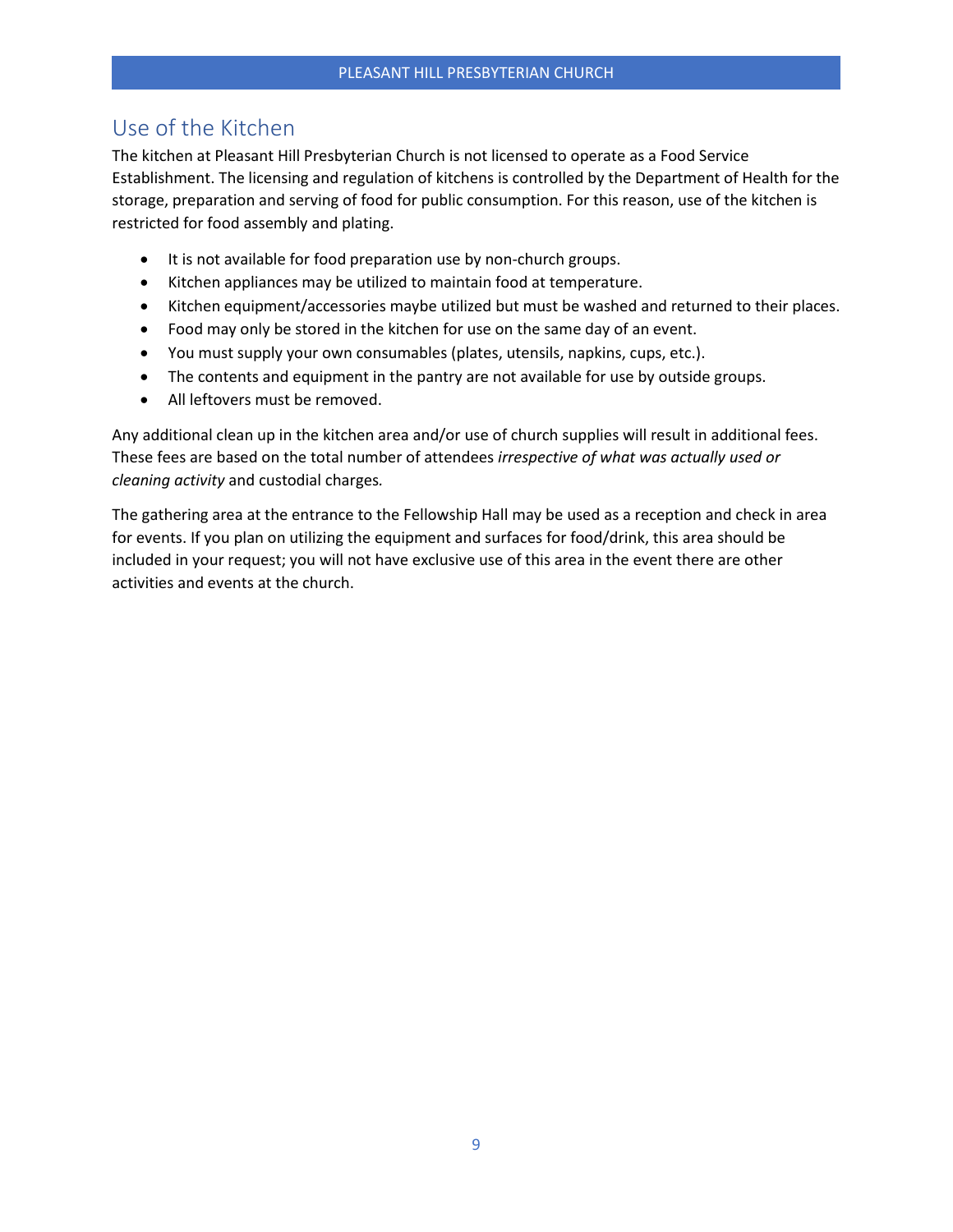## Use of the Kitchen

The kitchen at Pleasant Hill Presbyterian Church is not licensed to operate as a Food Service Establishment. The licensing and regulation of kitchens is controlled by the Department of Health for the storage, preparation and serving of food for public consumption. For this reason, use of the kitchen is restricted for food assembly and plating.

- It is not available for food preparation use by non-church groups.
- Kitchen appliances may be utilized to maintain food at temperature.
- Kitchen equipment/accessories maybe utilized but must be washed and returned to their places.
- Food may only be stored in the kitchen for use on the same day of an event.
- You must supply your own consumables (plates, utensils, napkins, cups, etc.).
- The contents and equipment in the pantry are not available for use by outside groups.
- All leftovers must be removed.

Any additional clean up in the kitchen area and/or use of church supplies will result in additional fees. These fees are based on the total number of attendees *irrespective of what was actually used or cleaning activity* and custodial charges.

The gathering area at the entrance to the Fellowship Hall may be used as a reception and check in area for events. If you plan on utilizing the equipment and surfaces for food/drink, this area should be included in your request; you will not have exclusive use of this area in the event there are other activities and events at the church.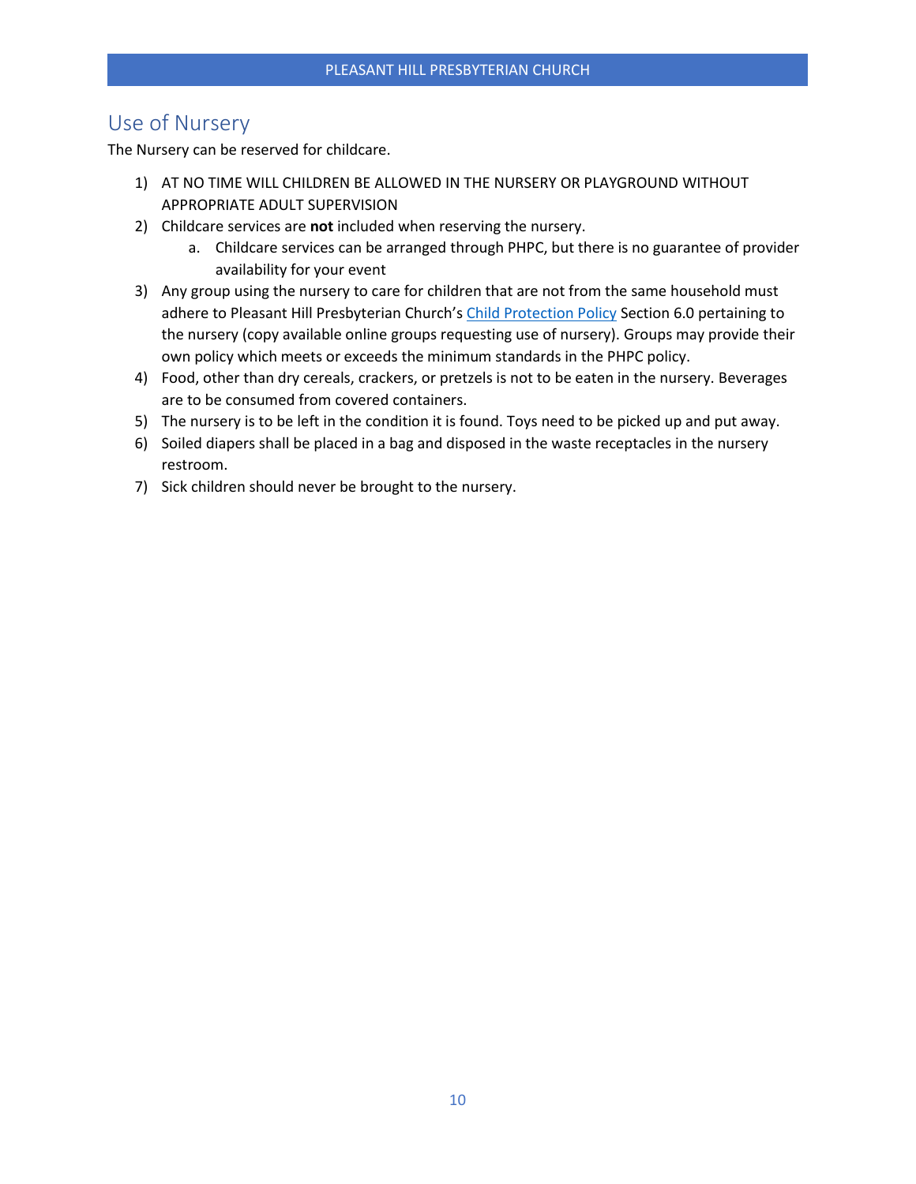## Use of Nursery

The Nursery can be reserved for childcare.

1) AT NO TIME WILL CHILDREN BE ALLOWED IN THE NURSERY OR PLAYGROUND WITHOUT APPROPRIATE ADULT SUPERVISION
2) Childcare services are **not** included when reserving the nursery.
    a. Childcare services can be arranged through PHPC, but there is no guarantee of provider availability for your event
3) Any group using the nursery to care for children that are not from the same household must adhere to Pleasant Hill Presbyterian Church's [Child Protection Policy] Section 6.0 pertaining to the nursery (copy available online groups requesting use of nursery). Groups may provide their own policy which meets or exceeds the minimum standards in the PHPC policy.
4) Food, other than dry cereals, crackers, or pretzels is not to be eaten in the nursery. Beverages are to be consumed from covered containers.
5) The nursery is to be left in the condition it is found. Toys need to be picked up and put away.
6) Soiled diapers shall be placed in a bag and disposed in the waste receptacles in the nursery restroom.
7) Sick children should never be brought to the nursery.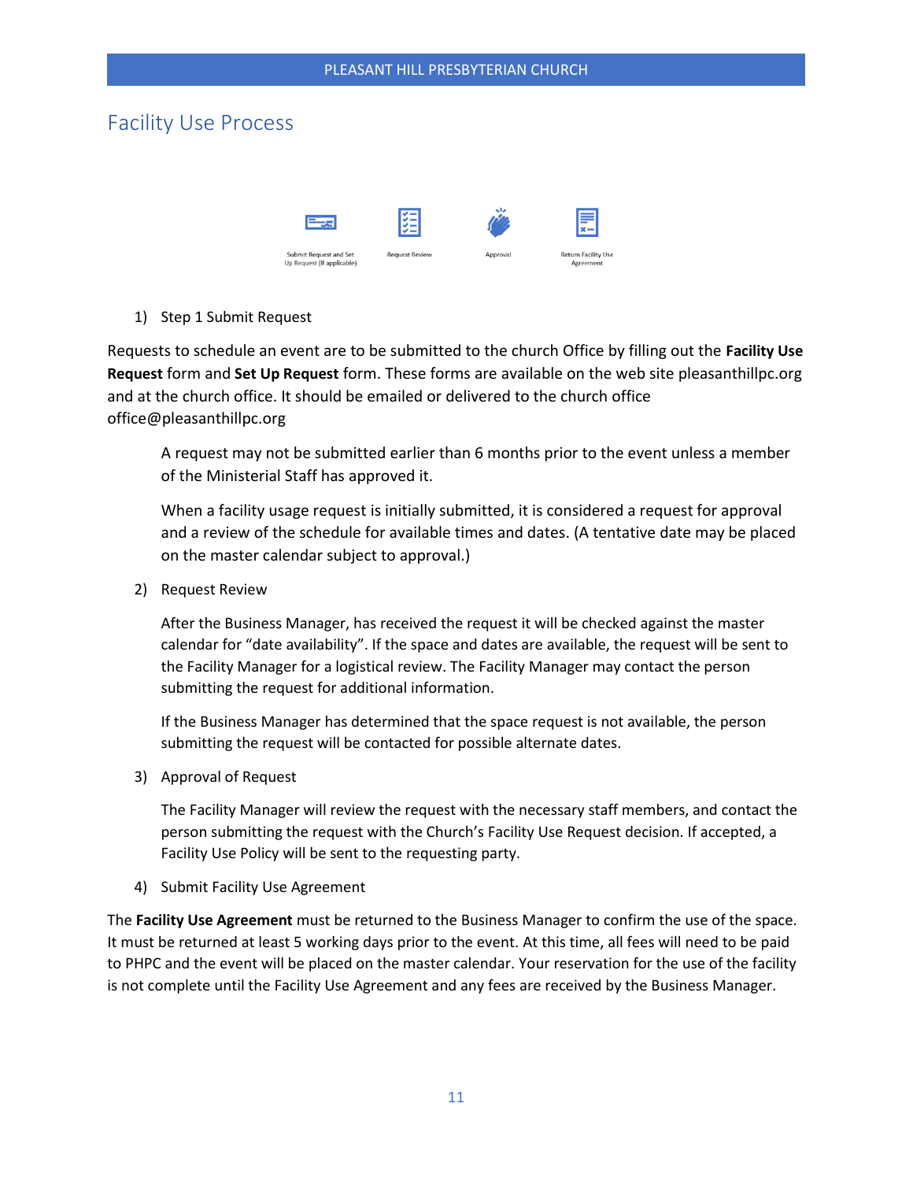## Facility Use Process

Submit Request and Set Up Request (if applicable)

Request Review

Approval

Return Facility Use Agreement

1) Step 1 Submit Request

Requests to schedule an event are to be submitted to the church Office by filling out the **Facility Use Request** form and **Set Up Request** form. These forms are available on the web site pleasanthillpc.org and at the church office. It should be emailed or delivered to the church office office@pleasanthillpc.org

A request may not be submitted earlier than 6 months prior to the event unless a member of the Ministerial Staff has approved it.

When a facility usage request is initially submitted, it is considered a request for approval and a review of the schedule for available times and dates. (A tentative date may be placed on the master calendar subject to approval.)

2) Request Review

After the Business Manager, has received the request it will be checked against the master calendar for "date availability". If the space and dates are available, the request will be sent to the Facility Manager for a logistical review. The Facility Manager may contact the person submitting the request for additional information.

If the Business Manager has determined that the space request is not available, the person submitting the request will be contacted for possible alternate dates.

3) Approval of Request

The Facility Manager will review the request with the necessary staff members, and contact the person submitting the request with the Church's Facility Use Request decision. If accepted, a Facility Use Policy will be sent to the requesting party.

4) Submit Facility Use Agreement

The **Facility Use Agreement** must be returned to the Business Manager to confirm the use of the space. It must be returned at least 5 working days prior to the event. At this time, all fees will need to be paid to PHPC and the event will be placed on the master calendar. Your reservation for the use of the facility is not complete until the Facility Use Agreement and any fees are received by the Business Manager.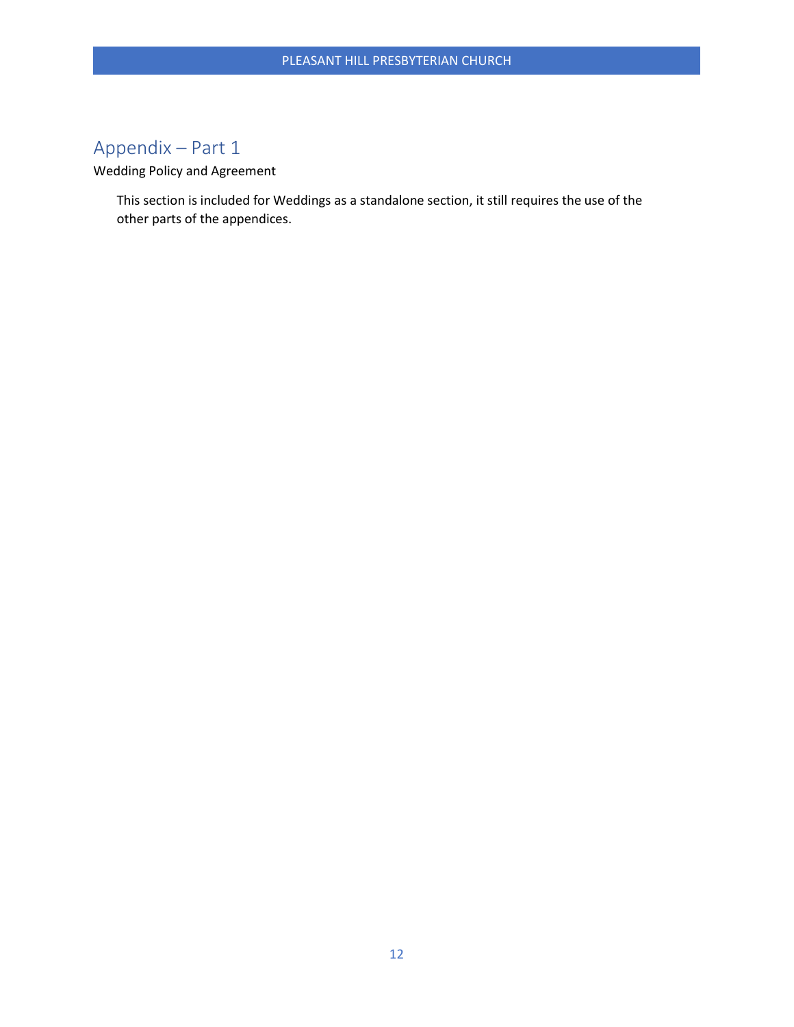# Appendix – Part 1

Wedding Policy and Agreement

This section is included for Weddings as a standalone section, it still requires the use of the other parts of the appendices.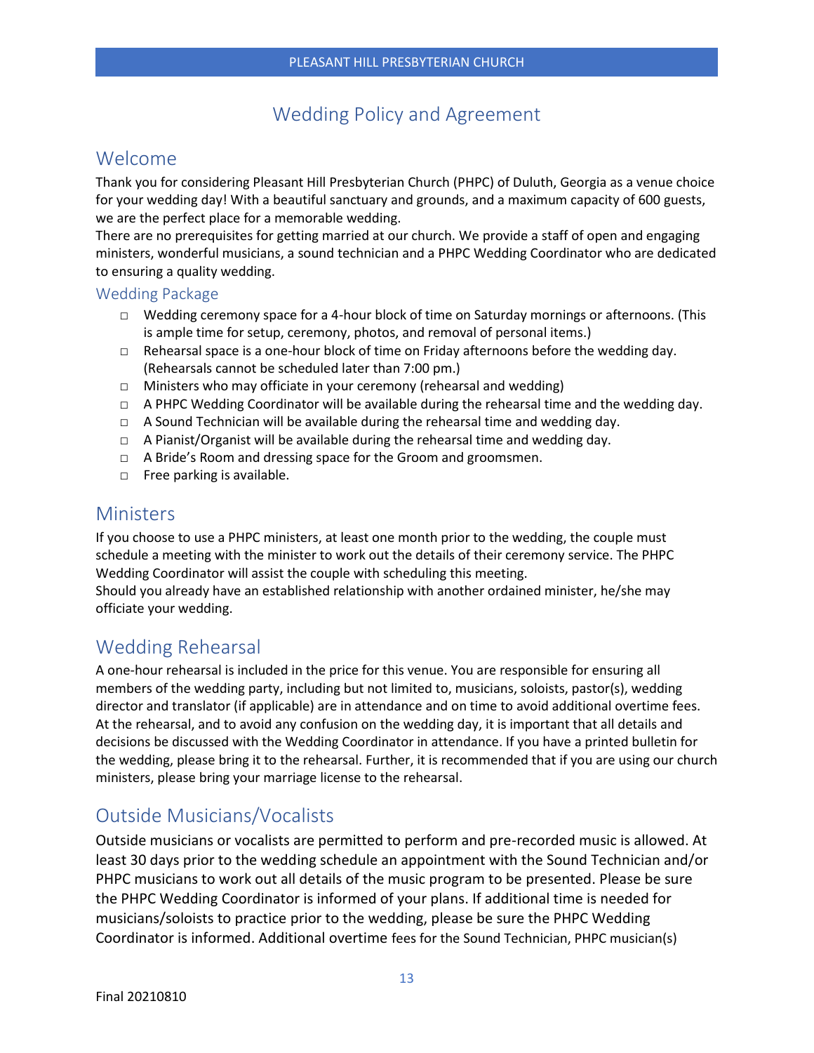# Wedding Policy and Agreement

## Welcome

Thank you for considering Pleasant Hill Presbyterian Church (PHPC) of Duluth, Georgia as a venue choice for your wedding day! With a beautiful sanctuary and grounds, and a maximum capacity of 600 guests, we are the perfect place for a memorable wedding.

There are no prerequisites for getting married at our church. We provide a staff of open and engaging ministers, wonderful musicians, a sound technician and a PHPC Wedding Coordinator who are dedicated to ensuring a quality wedding.

### Wedding Package

- Wedding ceremony space for a 4-hour block of time on Saturday mornings or afternoons. (This is ample time for setup, ceremony, photos, and removal of personal items.)
- Rehearsal space is a one-hour block of time on Friday afternoons before the wedding day. (Rehearsals cannot be scheduled later than 7:00 pm.)
- Ministers who may officiate in your ceremony (rehearsal and wedding)
- A PHPC Wedding Coordinator will be available during the rehearsal time and the wedding day.
- A Sound Technician will be available during the rehearsal time and wedding day.
- A Pianist/Organist will be available during the rehearsal time and wedding day.
- A Bride's Room and dressing space for the Groom and groomsmen.
- Free parking is available.

## Ministers

If you choose to use a PHPC ministers, at least one month prior to the wedding, the couple must schedule a meeting with the minister to work out the details of their ceremony service. The PHPC Wedding Coordinator will assist the couple with scheduling this meeting.

Should you already have an established relationship with another ordained minister, he/she may officiate your wedding.

## Wedding Rehearsal

A one-hour rehearsal is included in the price for this venue. You are responsible for ensuring all members of the wedding party, including but not limited to, musicians, soloists, pastor(s), wedding director and translator (if applicable) are in attendance and on time to avoid additional overtime fees. At the rehearsal, and to avoid any confusion on the wedding day, it is important that all details and decisions be discussed with the Wedding Coordinator in attendance. If you have a printed bulletin for the wedding, please bring it to the rehearsal. Further, it is recommended that if you are using our church ministers, please bring your marriage license to the rehearsal.

## Outside Musicians/Vocalists

Outside musicians or vocalists are permitted to perform and pre-recorded music is allowed. At least 30 days prior to the wedding schedule an appointment with the Sound Technician and/or PHPC musicians to work out all details of the music program to be presented. Please be sure the PHPC Wedding Coordinator is informed of your plans. If additional time is needed for musicians/soloists to practice prior to the wedding, please be sure the PHPC Wedding Coordinator is informed. Additional overtime fees for the Sound Technician, PHPC musician(s)

Final 20210810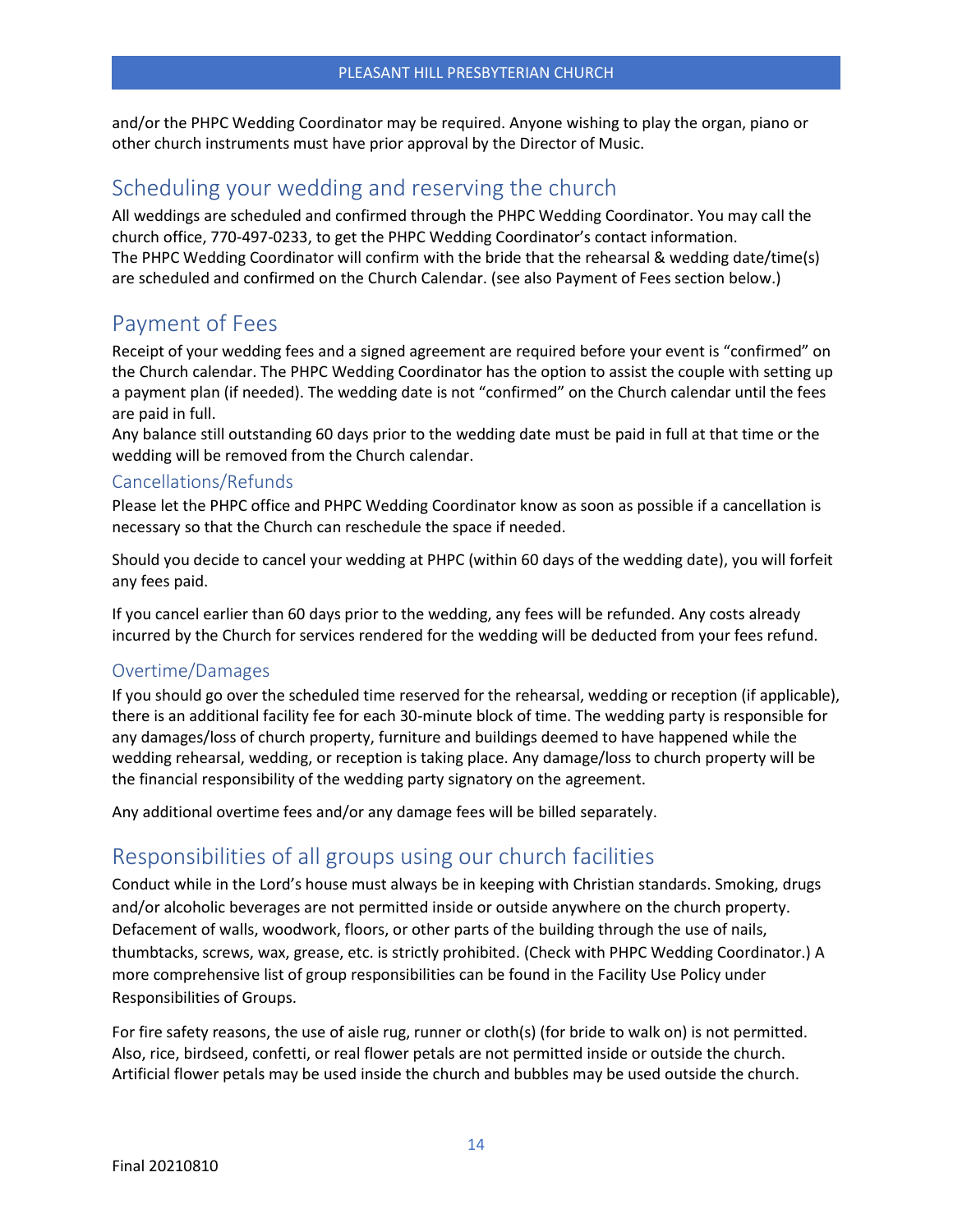and/or the PHPC Wedding Coordinator may be required. Anyone wishing to play the organ, piano or other church instruments must have prior approval by the Director of Music.

## Scheduling your wedding and reserving the church

All weddings are scheduled and confirmed through the PHPC Wedding Coordinator. You may call the church office, 770-497-0233, to get the PHPC Wedding Coordinator's contact information.
The PHPC Wedding Coordinator will confirm with the bride that the rehearsal & wedding date/time(s) are scheduled and confirmed on the Church Calendar. (see also Payment of Fees section below.)

## Payment of Fees

Receipt of your wedding fees and a signed agreement are required before your event is "confirmed" on the Church calendar. The PHPC Wedding Coordinator has the option to assist the couple with setting up a payment plan (if needed). The wedding date is not "confirmed" on the Church calendar until the fees are paid in full.
Any balance still outstanding 60 days prior to the wedding date must be paid in full at that time or the wedding will be removed from the Church calendar.

### Cancellations/Refunds

Please let the PHPC office and PHPC Wedding Coordinator know as soon as possible if a cancellation is necessary so that the Church can reschedule the space if needed.

Should you decide to cancel your wedding at PHPC (within 60 days of the wedding date), you will forfeit any fees paid.

If you cancel earlier than 60 days prior to the wedding, any fees will be refunded. Any costs already incurred by the Church for services rendered for the wedding will be deducted from your fees refund.

### Overtime/Damages

If you should go over the scheduled time reserved for the rehearsal, wedding or reception (if applicable), there is an additional facility fee for each 30-minute block of time. The wedding party is responsible for any damages/loss of church property, furniture and buildings deemed to have happened while the wedding rehearsal, wedding, or reception is taking place. Any damage/loss to church property will be the financial responsibility of the wedding party signatory on the agreement.

Any additional overtime fees and/or any damage fees will be billed separately.

## Responsibilities of all groups using our church facilities

Conduct while in the Lord's house must always be in keeping with Christian standards. Smoking, drugs and/or alcoholic beverages are not permitted inside or outside anywhere on the church property. Defacement of walls, woodwork, floors, or other parts of the building through the use of nails, thumbtacks, screws, wax, grease, etc. is strictly prohibited. (Check with PHPC Wedding Coordinator.) A more comprehensive list of group responsibilities can be found in the Facility Use Policy under Responsibilities of Groups.

For fire safety reasons, the use of aisle rug, runner or cloth(s) (for bride to walk on) is not permitted. Also, rice, birdseed, confetti, or real flower petals are not permitted inside or outside the church. Artificial flower petals may be used inside the church and bubbles may be used outside the church.

Final 20210810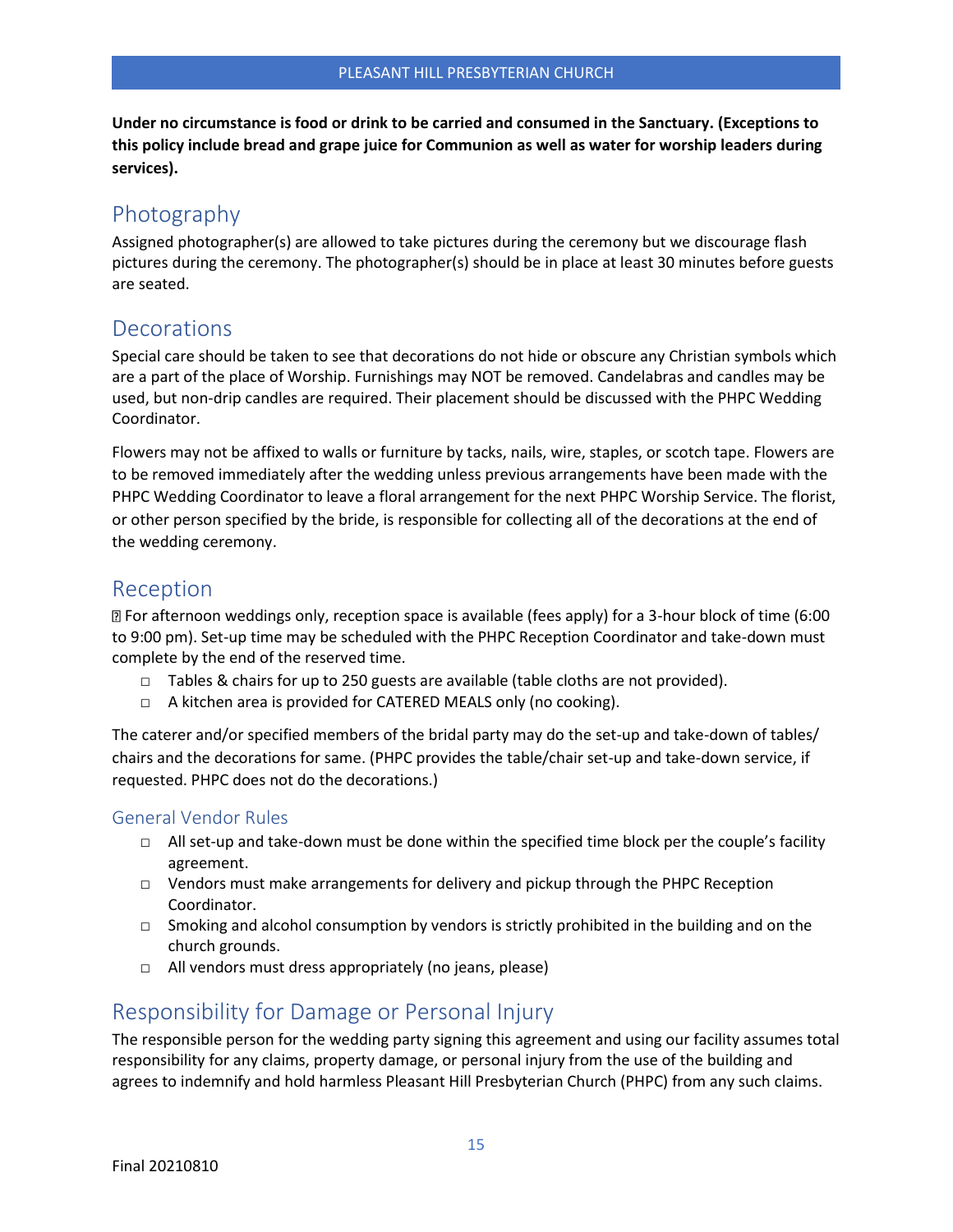**Under no circumstance is food or drink to be carried and consumed in the Sanctuary. (Exceptions to this policy include bread and grape juice for Communion as well as water for worship leaders during services).**

## Photography

Assigned photographer(s) are allowed to take pictures during the ceremony but we discourage flash pictures during the ceremony. The photographer(s) should be in place at least 30 minutes before guests are seated.

## Decorations

Special care should be taken to see that decorations do not hide or obscure any Christian symbols which are a part of the place of Worship. Furnishings may NOT be removed. Candelabras and candles may be used, but non-drip candles are required. Their placement should be discussed with the PHPC Wedding Coordinator.

Flowers may not be affixed to walls or furniture by tacks, nails, wire, staples, or scotch tape. Flowers are to be removed immediately after the wedding unless previous arrangements have been made with the PHPC Wedding Coordinator to leave a floral arrangement for the next PHPC Worship Service. The florist, or other person specified by the bride, is responsible for collecting all of the decorations at the end of the wedding ceremony.

## Reception

For afternoon weddings only, reception space is available (fees apply) for a 3-hour block of time (6:00 to 9:00 pm). Set-up time may be scheduled with the PHPC Reception Coordinator and take-down must complete by the end of the reserved time.

- Tables & chairs for up to 250 guests are available (table cloths are not provided).
- A kitchen area is provided for CATERED MEALS only (no cooking).

The caterer and/or specified members of the bridal party may do the set-up and take-down of tables/chairs and the decorations for same. (PHPC provides the table/chair set-up and take-down service, if requested. PHPC does not do the decorations.)

### General Vendor Rules

- All set-up and take-down must be done within the specified time block per the couple's facility agreement.
- Vendors must make arrangements for delivery and pickup through the PHPC Reception Coordinator.
- Smoking and alcohol consumption by vendors is strictly prohibited in the building and on the church grounds.
- All vendors must dress appropriately (no jeans, please)

## Responsibility for Damage or Personal Injury

The responsible person for the wedding party signing this agreement and using our facility assumes total responsibility for any claims, property damage, or personal injury from the use of the building and agrees to indemnify and hold harmless Pleasant Hill Presbyterian Church (PHPC) from any such claims.

Final 20210810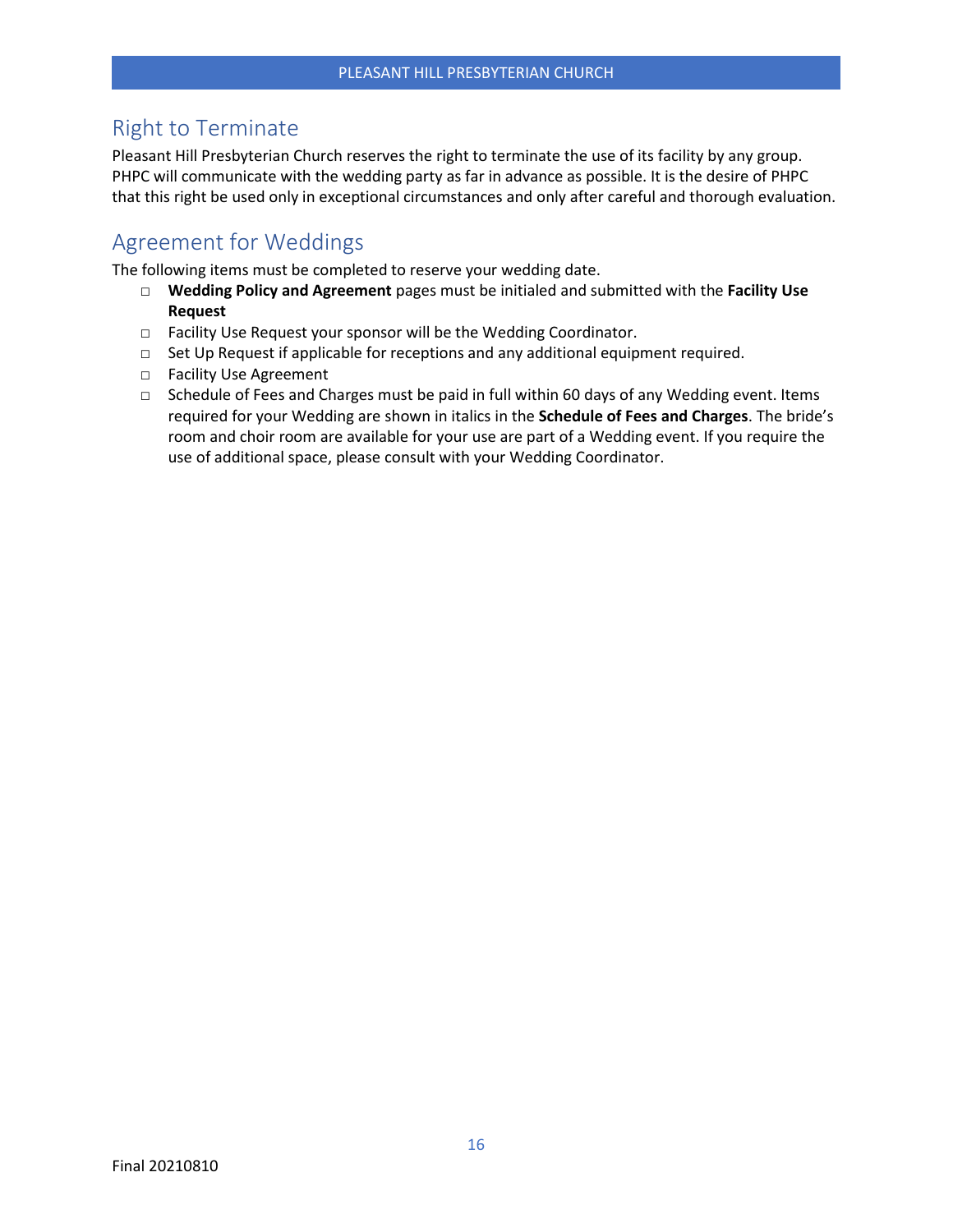## Right to Terminate

Pleasant Hill Presbyterian Church reserves the right to terminate the use of its facility by any group. PHPC will communicate with the wedding party as far in advance as possible. It is the desire of PHPC that this right be used only in exceptional circumstances and only after careful and thorough evaluation.

## Agreement for Weddings

The following items must be completed to reserve your wedding date.

- □ **Wedding Policy and Agreement** pages must be initialed and submitted with the **Facility Use Request**
- □ Facility Use Request your sponsor will be the Wedding Coordinator.
- □ Set Up Request if applicable for receptions and any additional equipment required.
- □ Facility Use Agreement
- □ Schedule of Fees and Charges must be paid in full within 60 days of any Wedding event. Items required for your Wedding are shown in italics in the **Schedule of Fees and Charges**. The bride's room and choir room are available for your use are part of a Wedding event. If you require the use of additional space, please consult with your Wedding Coordinator.

Final 20210810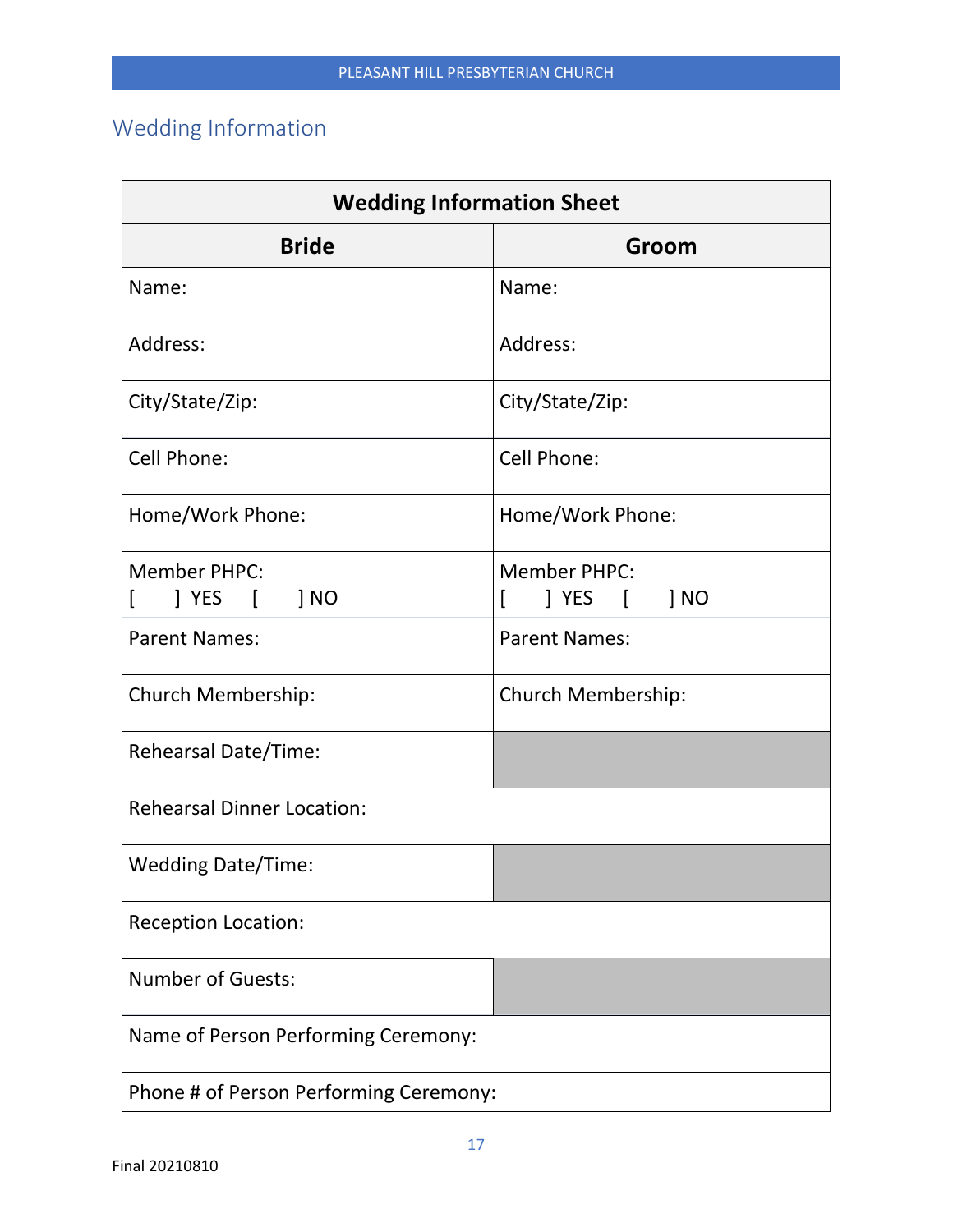## Wedding Information

| Wedding Information Sheet | |
|---|---|
| **Bride** | **Groom** |
| Name: | Name: |
| Address: | Address: |
| City/State/Zip: | City/State/Zip: |
| Cell Phone: | Cell Phone: |
| Home/Work Phone: | Home/Work Phone: |
| Member PHPC: [ ] YES [ ] NO | Member PHPC: [ ] YES [ ] NO |
| Parent Names: | Parent Names: |
| Church Membership: | Church Membership: |
| Rehearsal Date/Time: | |
| Rehearsal Dinner Location: | |
| Wedding Date/Time: | |
| Reception Location: | |
| Number of Guests: | |
| Name of Person Performing Ceremony: | |
| Phone # of Person Performing Ceremony: | |

Final 20210810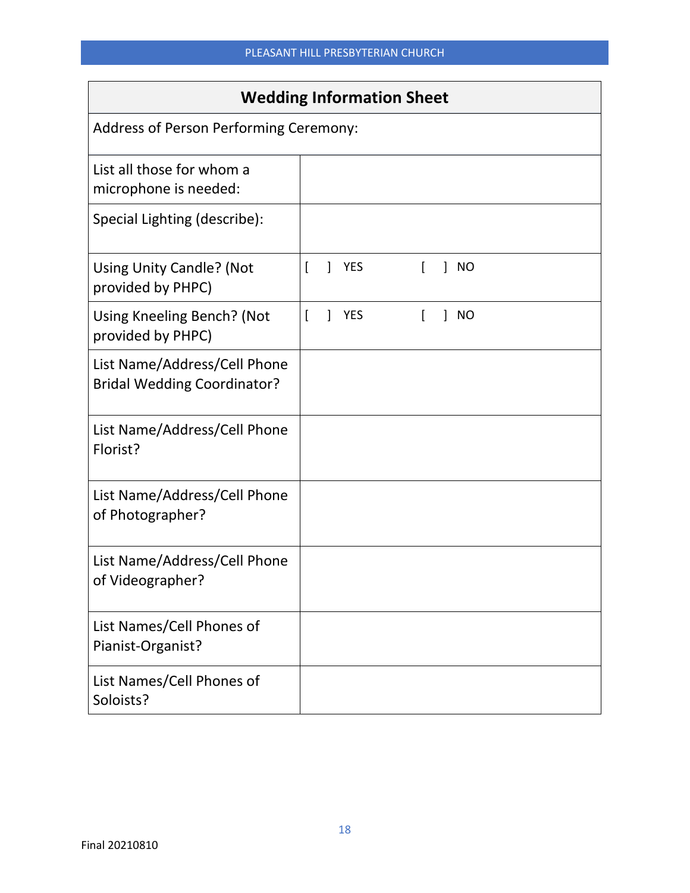| Wedding Information Sheet | |
|---|---|
| Address of Person Performing Ceremony: | |
| List all those for whom a microphone is needed: | |
| Special Lighting (describe): | |
| Using Unity Candle? (Not provided by PHPC) | [ ] YES [ ] NO |
| Using Kneeling Bench? (Not provided by PHPC) | [ ] YES [ ] NO |
| List Name/Address/Cell Phone Bridal Wedding Coordinator? | |
| List Name/Address/Cell Phone Florist? | |
| List Name/Address/Cell Phone of Photographer? | |
| List Name/Address/Cell Phone of Videographer? | |
| List Names/Cell Phones of Pianist-Organist? | |
| List Names/Cell Phones of Soloists? | |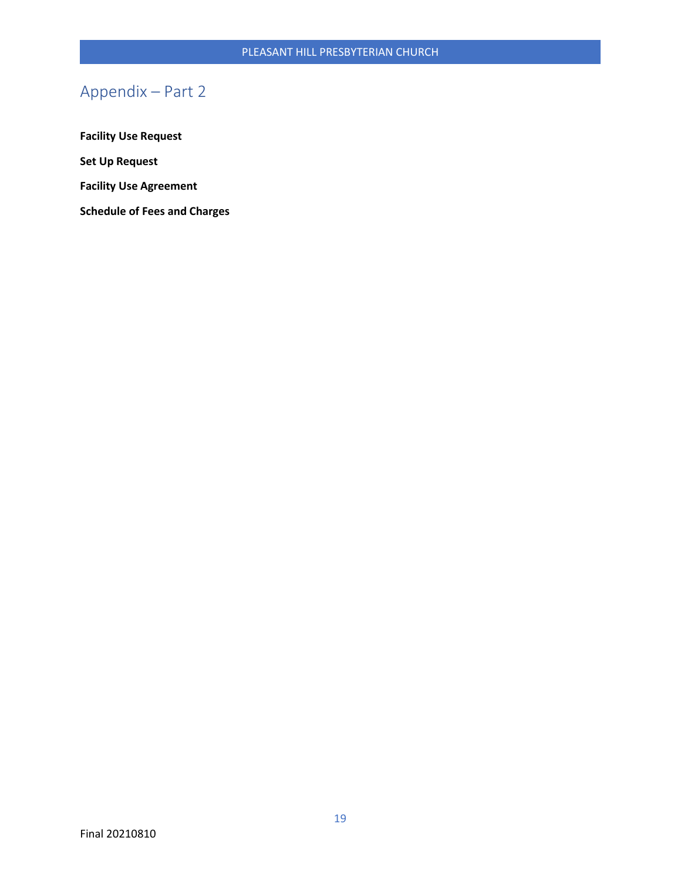# Appendix – Part 2

**Facility Use Request**

**Set Up Request**

**Facility Use Agreement**

**Schedule of Fees and Charges**

Final 20210810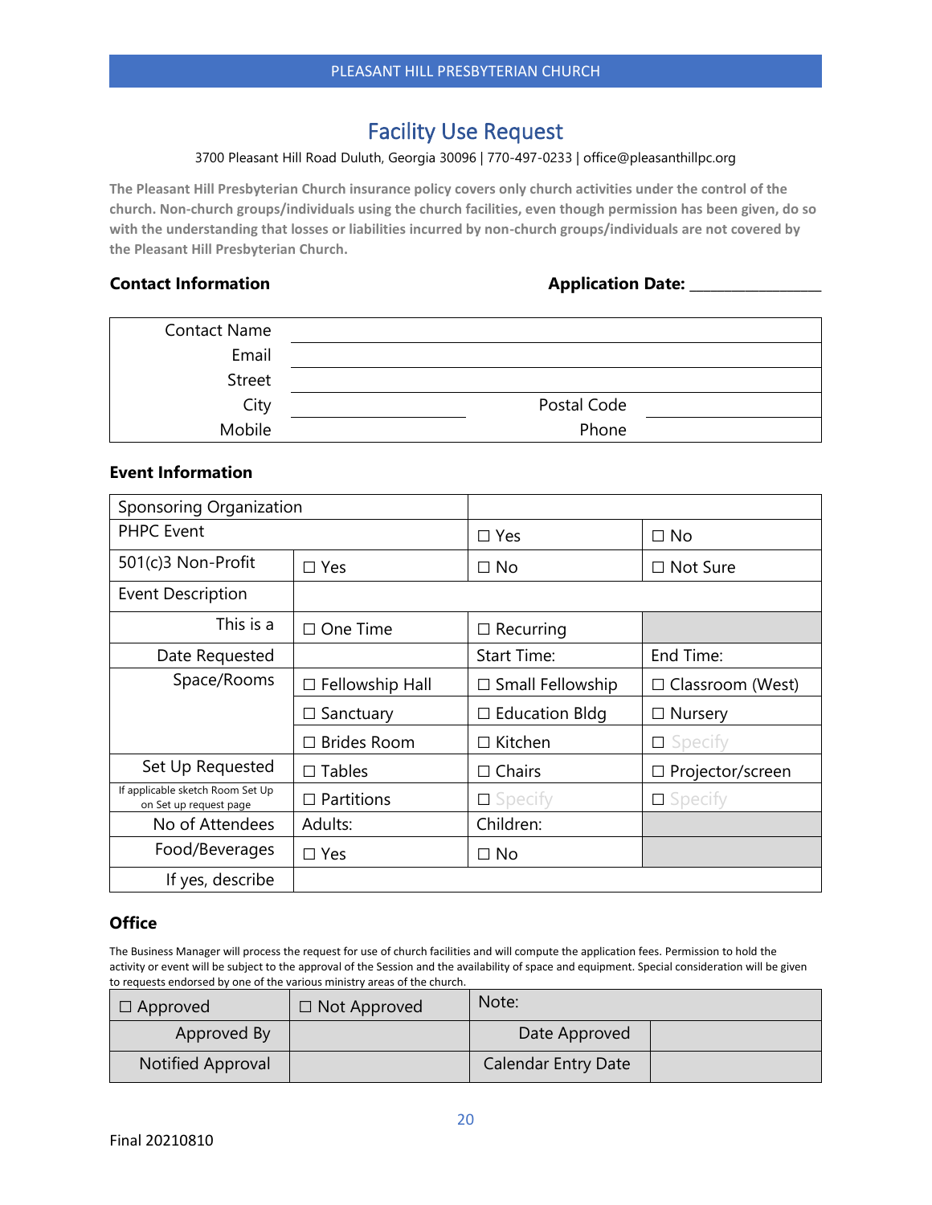# Facility Use Request

3700 Pleasant Hill Road Duluth, Georgia 30096 | 770-497-0233 | office@pleasanthillpc.org

**The Pleasant Hill Presbyterian Church insurance policy covers only church activities under the control of the church. Non-church groups/individuals using the church facilities, even though permission has been given, do so with the understanding that losses or liabilities incurred by non-church groups/individuals are not covered by the Pleasant Hill Presbyterian Church.**

**Contact Information** **Application Date:** _______________

| | | | |
|---|---|---|---|
| Contact Name | | | |
| Email | | | |
| Street | | | |
| City | | Postal Code | |
| Mobile | | Phone | |

### Event Information

| | | | |
|---|---|---|---|
| Sponsoring Organization | | | |
| PHPC Event | | ☐ Yes | ☐ No |
| 501(c)3 Non-Profit | ☐ Yes | ☐ No | ☐ Not Sure |
| Event Description | | | |
| This is a | ☐ One Time | ☐ Recurring | |
| Date Requested | | Start Time: | End Time: |
| Space/Rooms | ☐ Fellowship Hall | ☐ Small Fellowship | ☐ Classroom (West) |
| | ☐ Sanctuary | ☐ Education Bldg | ☐ Nursery |
| | ☐ Brides Room | ☐ Kitchen | ☐ Specify |
| Set Up Requested | ☐ Tables | ☐ Chairs | ☐ Projector/screen |
| If applicable sketch Room Set Up on Set up request page | ☐ Partitions | ☐ Specify | ☐ Specify |
| No of Attendees | Adults: | Children: | |
| Food/Beverages | ☐ Yes | ☐ No | |
| If yes, describe | | | |

### Office

The Business Manager will process the request for use of church facilities and will compute the application fees. Permission to hold the activity or event will be subject to the approval of the Session and the availability of space and equipment. Special consideration will be given to requests endorsed by one of the various ministry areas of the church.

| | | | |
|---|---|---|---|
| ☐ Approved | ☐ Not Approved | Note: | |
| Approved By | | Date Approved | |
| Notified Approval | | Calendar Entry Date | |

Final 20210810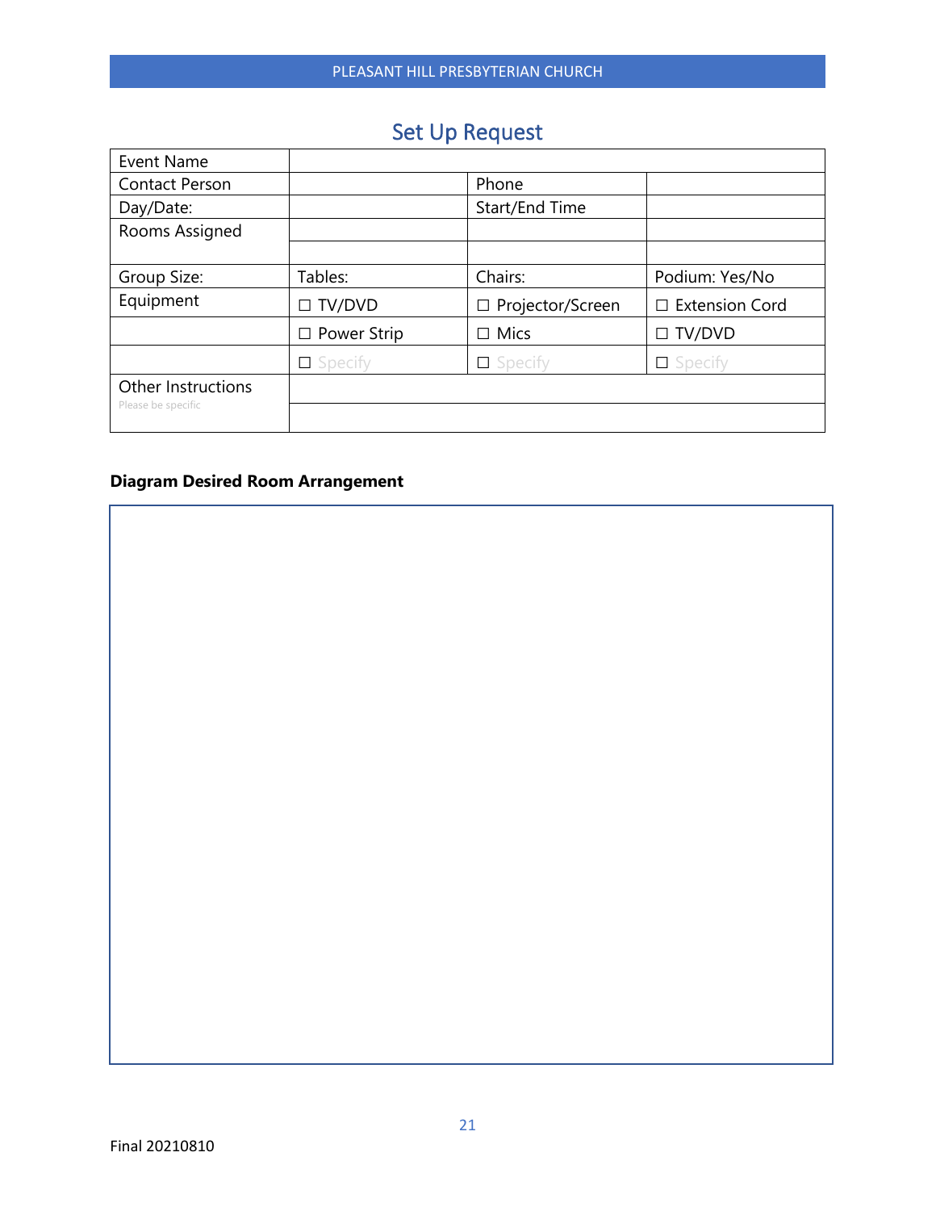## Set Up Request

| | | | |
|---|---|---|---|
| Event Name | | | |
| Contact Person | | Phone | |
| Day/Date: | | Start/End Time | |
| Rooms Assigned | | | |
| | | | |
| Group Size: | Tables: | Chairs: | Podium: Yes/No |
| Equipment | ☐ TV/DVD | ☐ Projector/Screen | ☐ Extension Cord |
| | ☐ Power Strip | ☐ Mics | ☐ TV/DVD |
| | ☐ Specify | ☐ Specify | ☐ Specify |
| Other Instructions<br>Please be specific | | | |
| | | | |

**Diagram Desired Room Arrangement**

Final 20210810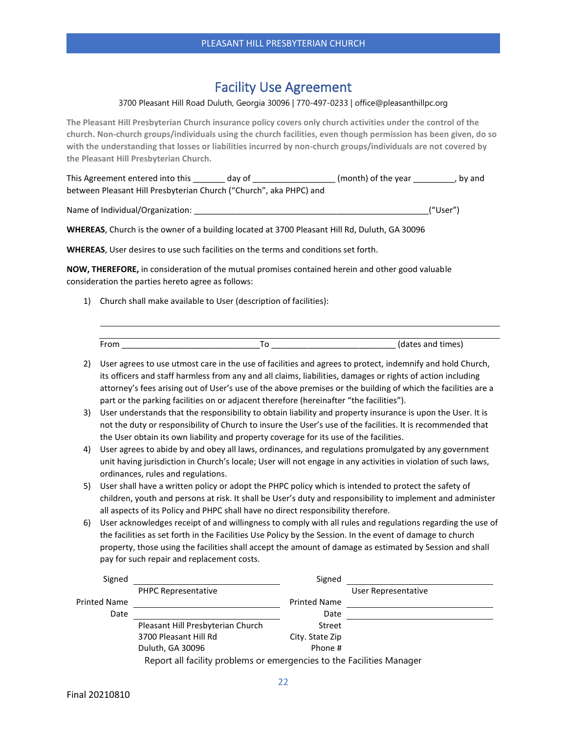# Facility Use Agreement

3700 Pleasant Hill Road Duluth, Georgia 30096 | 770-497-0233 | office@pleasanthillpc.org

**The Pleasant Hill Presbyterian Church insurance policy covers only church activities under the control of the church. Non-church groups/individuals using the church facilities, even though permission has been given, do so with the understanding that losses or liabilities incurred by non-church groups/individuals are not covered by the Pleasant Hill Presbyterian Church.**

This Agreement entered into this _______ day of _________________ (month) of the year _________, by and between Pleasant Hill Presbyterian Church ("Church", aka PHPC) and

Name of Individual/Organization: ____________________________________________________("User")

**WHEREAS**, Church is the owner of a building located at 3700 Pleasant Hill Rd, Duluth, GA 30096

**WHEREAS**, User desires to use such facilities on the terms and conditions set forth.

**NOW, THEREFORE,** in consideration of the mutual promises contained herein and other good valuable consideration the parties hereto agree as follows:

1) Church shall make available to User (description of facilities):

   ______________________________________________________________________

   ______________________________________________________________________

   From _____________________________To ___________________________ (dates and times)

2) User agrees to use utmost care in the use of facilities and agrees to protect, indemnify and hold Church, its officers and staff harmless from any and all claims, liabilities, damages or rights of action including attorney's fees arising out of User's use of the above premises or the building of which the facilities are a part or the parking facilities on or adjacent therefore (hereinafter "the facilities").
3) User understands that the responsibility to obtain liability and property insurance is upon the User. It is not the duty or responsibility of Church to insure the User's use of the facilities. It is recommended that the User obtain its own liability and property coverage for its use of the facilities.
4) User agrees to abide by and obey all laws, ordinances, and regulations promulgated by any government unit having jurisdiction in Church's locale; User will not engage in any activities in violation of such laws, ordinances, rules and regulations.
5) User shall have a written policy or adopt the PHPC policy which is intended to protect the safety of children, youth and persons at risk. It shall be User's duty and responsibility to implement and administer all aspects of its Policy and PHPC shall have no direct responsibility therefore.
6) User acknowledges receipt of and willingness to comply with all rules and regulations regarding the use of the facilities as set forth in the Facilities Use Policy by the Session. In the event of damage to church property, those using the facilities shall accept the amount of damage as estimated by Session and shall pay for such repair and replacement costs.

| | | | |
|---|---|---|---|
| Signed | ______________________ | Signed | ______________________ |
| | PHPC Representative | | User Representative |
| Printed Name | ______________________ | Printed Name | ______________________ |
| Date | ______________________ | Date | ______________________ |
| | Pleasant Hill Presbyterian Church | Street | |
| | 3700 Pleasant Hill Rd | City. State Zip | |
| | Duluth, GA 30096 | Phone # | |

Report all facility problems or emergencies to the Facilities Manager

Final 20210810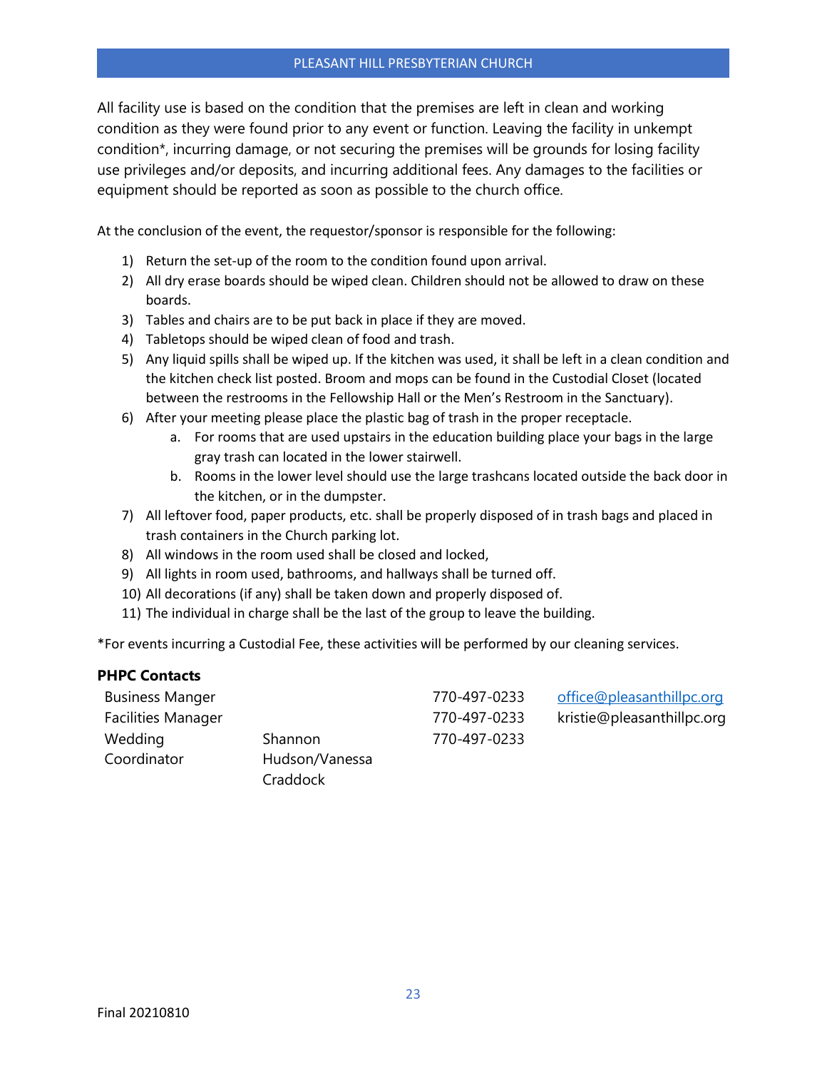All facility use is based on the condition that the premises are left in clean and working condition as they were found prior to any event or function. Leaving the facility in unkempt condition*, incurring damage, or not securing the premises will be grounds for losing facility use privileges and/or deposits, and incurring additional fees. Any damages to the facilities or equipment should be reported as soon as possible to the church office.

At the conclusion of the event, the requestor/sponsor is responsible for the following:

1) Return the set-up of the room to the condition found upon arrival.
2) All dry erase boards should be wiped clean. Children should not be allowed to draw on these boards.
3) Tables and chairs are to be put back in place if they are moved.
4) Tabletops should be wiped clean of food and trash.
5) Any liquid spills shall be wiped up. If the kitchen was used, it shall be left in a clean condition and the kitchen check list posted. Broom and mops can be found in the Custodial Closet (located between the restrooms in the Fellowship Hall or the Men's Restroom in the Sanctuary).
6) After your meeting please place the plastic bag of trash in the proper receptacle.
   a. For rooms that are used upstairs in the education building place your bags in the large gray trash can located in the lower stairwell.
   b. Rooms in the lower level should use the large trashcans located outside the back door in the kitchen, or in the dumpster.
7) All leftover food, paper products, etc. shall be properly disposed of in trash bags and placed in trash containers in the Church parking lot.
8) All windows in the room used shall be closed and locked,
9) All lights in room used, bathrooms, and hallways shall be turned off.
10) All decorations (if any) shall be taken down and properly disposed of.
11) The individual in charge shall be the last of the group to leave the building.

*For events incurring a Custodial Fee, these activities will be performed by our cleaning services.

**PHPC Contacts**

| | | | |
|---|---|---|---|
| Business Manger | | 770-497-0233 | office@pleasanthillpc.org |
| Facilities Manager | | 770-497-0233 | kristie@pleasanthillpc.org |
| Wedding Coordinator | Shannon Hudson/Vanessa Craddock | 770-497-0233 | |

Final 20210810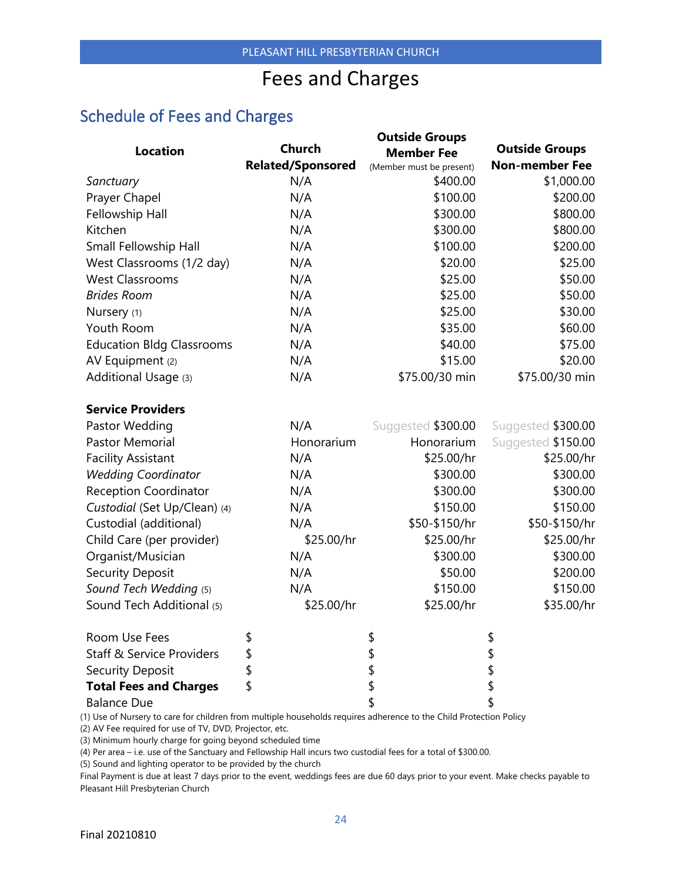# Fees and Charges

## Schedule of Fees and Charges

| Location | Church Related/Sponsored | Outside Groups Member Fee (Member must be present) | Outside Groups Non-member Fee |
|---|---|---|---|
| *Sanctuary* | N/A | $400.00 | $1,000.00 |
| Prayer Chapel | N/A | $100.00 | $200.00 |
| Fellowship Hall | N/A | $300.00 | $800.00 |
| Kitchen | N/A | $300.00 | $800.00 |
| Small Fellowship Hall | N/A | $100.00 | $200.00 |
| West Classrooms (1/2 day) | N/A | $20.00 | $25.00 |
| West Classrooms | N/A | $25.00 | $50.00 |
| *Brides Room* | N/A | $25.00 | $50.00 |
| Nursery (1) | N/A | $25.00 | $30.00 |
| Youth Room | N/A | $35.00 | $60.00 |
| Education Bldg Classrooms | N/A | $40.00 | $75.00 |
| AV Equipment (2) | N/A | $15.00 | $20.00 |
| Additional Usage (3) | N/A | $75.00/30 min | $75.00/30 min |
| **Service Providers** | | | |
| Pastor Wedding | N/A | Suggested $300.00 | Suggested $300.00 |
| Pastor Memorial | Honorarium | Honorarium | Suggested $150.00 |
| Facility Assistant | N/A | $25.00/hr | $25.00/hr |
| *Wedding Coordinator* | N/A | $300.00 | $300.00 |
| Reception Coordinator | N/A | $300.00 | $300.00 |
| *Custodial* (Set Up/Clean) (4) | N/A | $150.00 | $150.00 |
| Custodial (additional) | N/A | $50-$150/hr | $50-$150/hr |
| Child Care (per provider) | $25.00/hr | $25.00/hr | $25.00/hr |
| Organist/Musician | N/A | $300.00 | $300.00 |
| Security Deposit | N/A | $50.00 | $200.00 |
| *Sound Tech Wedding* (5) | N/A | $150.00 | $150.00 |
| Sound Tech Additional (5) | $25.00/hr | $25.00/hr | $35.00/hr |
| Room Use Fees | $ | $ | $ |
| Staff & Service Providers | $ | $ | $ |
| Security Deposit | $ | $ | $ |
| **Total Fees and Charges** | $ | $ | $ |
| Balance Due | | $ | $ |

(1) Use of Nursery to care for children from multiple households requires adherence to the Child Protection Policy
(2) AV Fee required for use of TV, DVD, Projector, etc.
(3) Minimum hourly charge for going beyond scheduled time
(4) Per area – i.e. use of the Sanctuary and Fellowship Hall incurs two custodial fees for a total of $300.00.
(5) Sound and lighting operator to be provided by the church

Final Payment is due at least 7 days prior to the event, weddings fees are due 60 days prior to your event. Make checks payable to Pleasant Hill Presbyterian Church

Final 20210810